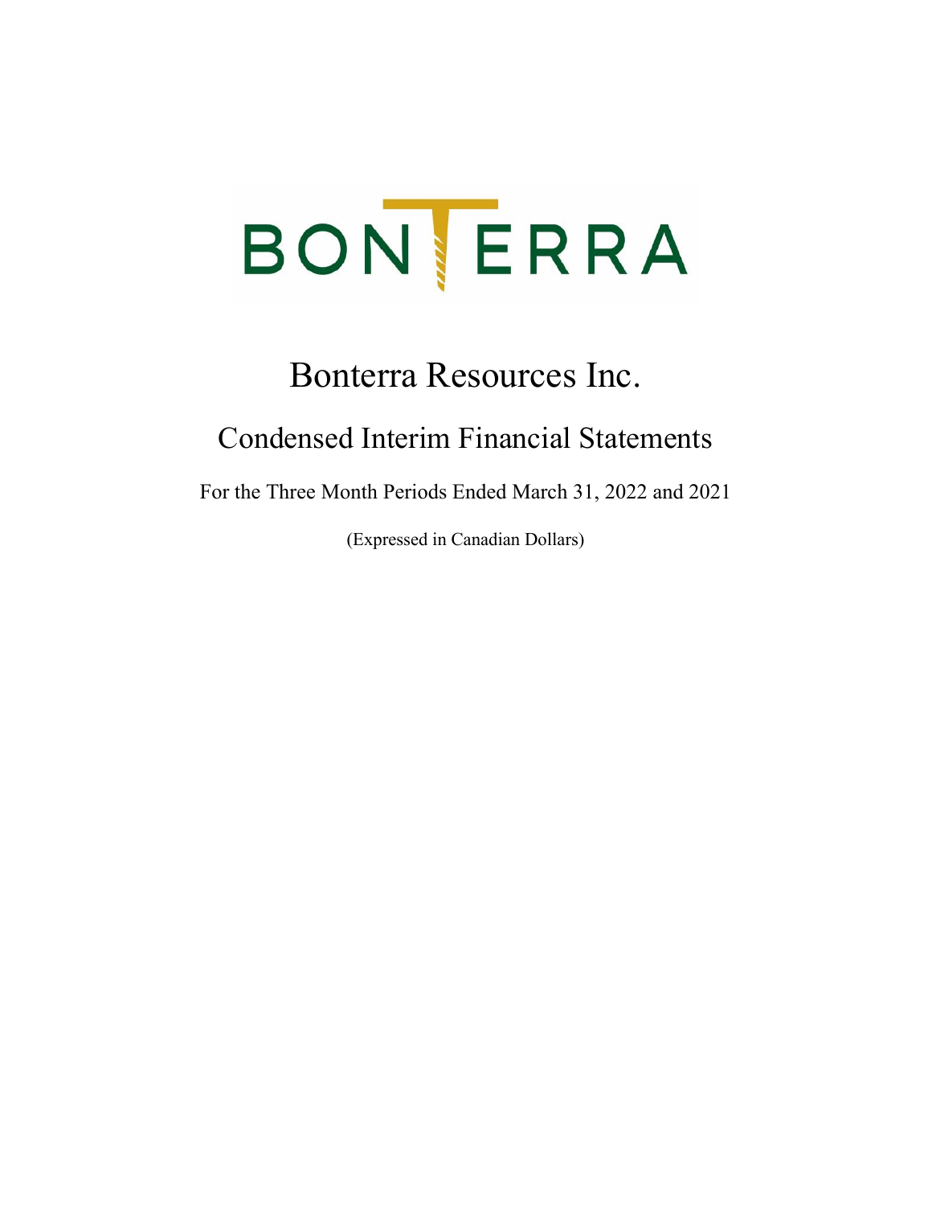BONTERRA

# Bonterra Resources Inc.

## Condensed Interim Financial Statements

For the Three Month Periods Ended March 31, 2022 and 2021

(Expressed in Canadian Dollars)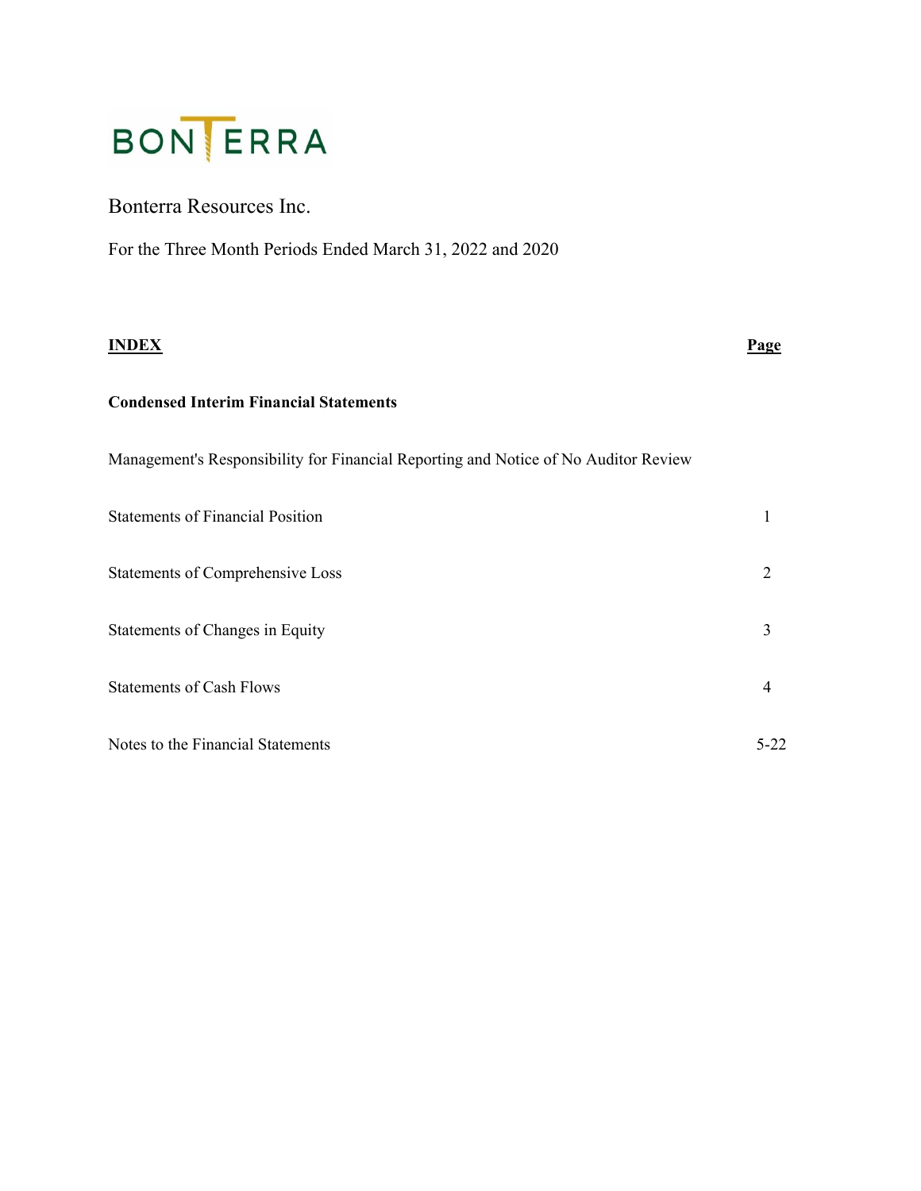BONTERRA

Bonterra Resources Inc.

For the Three Month Periods Ended March 31, 2022 and 2020

| **INDEX** | **Page** |
|---|---|
| **Condensed Interim Financial Statements** | |
| Management's Responsibility for Financial Reporting and Notice of No Auditor Review | |
| Statements of Financial Position | 1 |
| Statements of Comprehensive Loss | 2 |
| Statements of Changes in Equity | 3 |
| Statements of Cash Flows | 4 |
| Notes to the Financial Statements | 5-22 |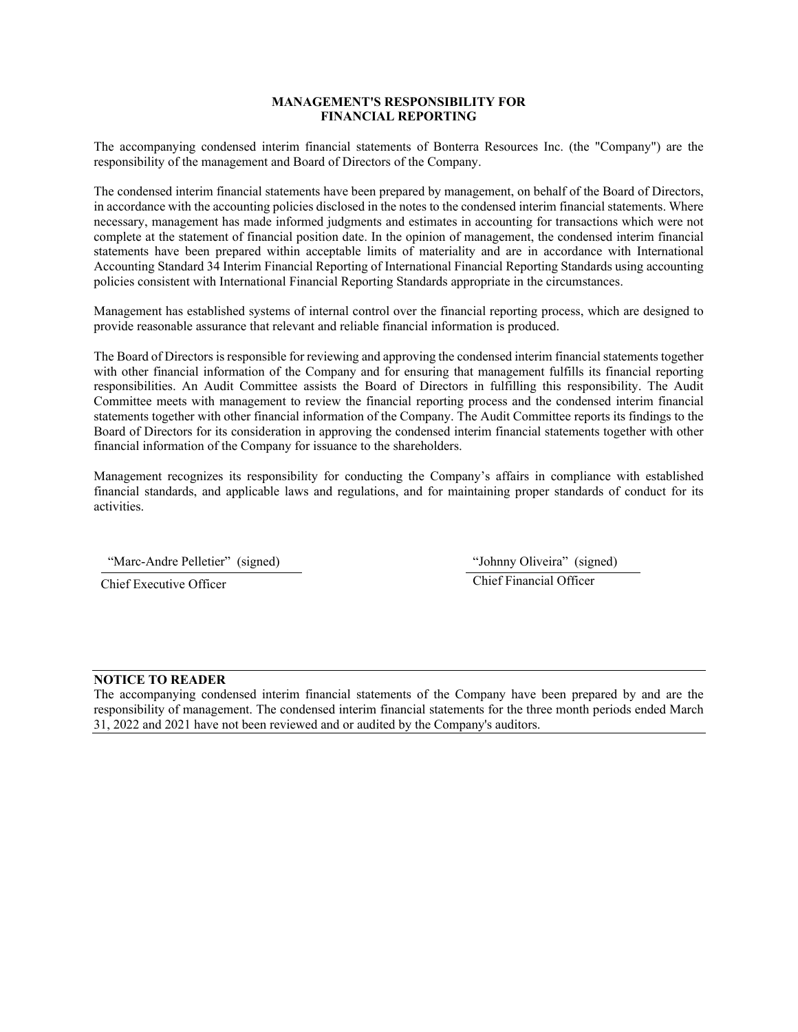# MANAGEMENT'S RESPONSIBILITY FOR FINANCIAL REPORTING

The accompanying condensed interim financial statements of Bonterra Resources Inc. (the "Company") are the responsibility of the management and Board of Directors of the Company.

The condensed interim financial statements have been prepared by management, on behalf of the Board of Directors, in accordance with the accounting policies disclosed in the notes to the condensed interim financial statements. Where necessary, management has made informed judgments and estimates in accounting for transactions which were not complete at the statement of financial position date. In the opinion of management, the condensed interim financial statements have been prepared within acceptable limits of materiality and are in accordance with International Accounting Standard 34 Interim Financial Reporting of International Financial Reporting Standards using accounting policies consistent with International Financial Reporting Standards appropriate in the circumstances.

Management has established systems of internal control over the financial reporting process, which are designed to provide reasonable assurance that relevant and reliable financial information is produced.

The Board of Directors is responsible for reviewing and approving the condensed interim financial statements together with other financial information of the Company and for ensuring that management fulfills its financial reporting responsibilities. An Audit Committee assists the Board of Directors in fulfilling this responsibility. The Audit Committee meets with management to review the financial reporting process and the condensed interim financial statements together with other financial information of the Company. The Audit Committee reports its findings to the Board of Directors for its consideration in approving the condensed interim financial statements together with other financial information of the Company for issuance to the shareholders.

Management recognizes its responsibility for conducting the Company's affairs in compliance with established financial standards, and applicable laws and regulations, and for maintaining proper standards of conduct for its activities.

"Marc-Andre Pelletier" (signed)
Chief Executive Officer

"Johnny Oliveira" (signed)
Chief Financial Officer

**NOTICE TO READER**

The accompanying condensed interim financial statements of the Company have been prepared by and are the responsibility of management. The condensed interim financial statements for the three month periods ended March 31, 2022 and 2021 have not been reviewed and or audited by the Company's auditors.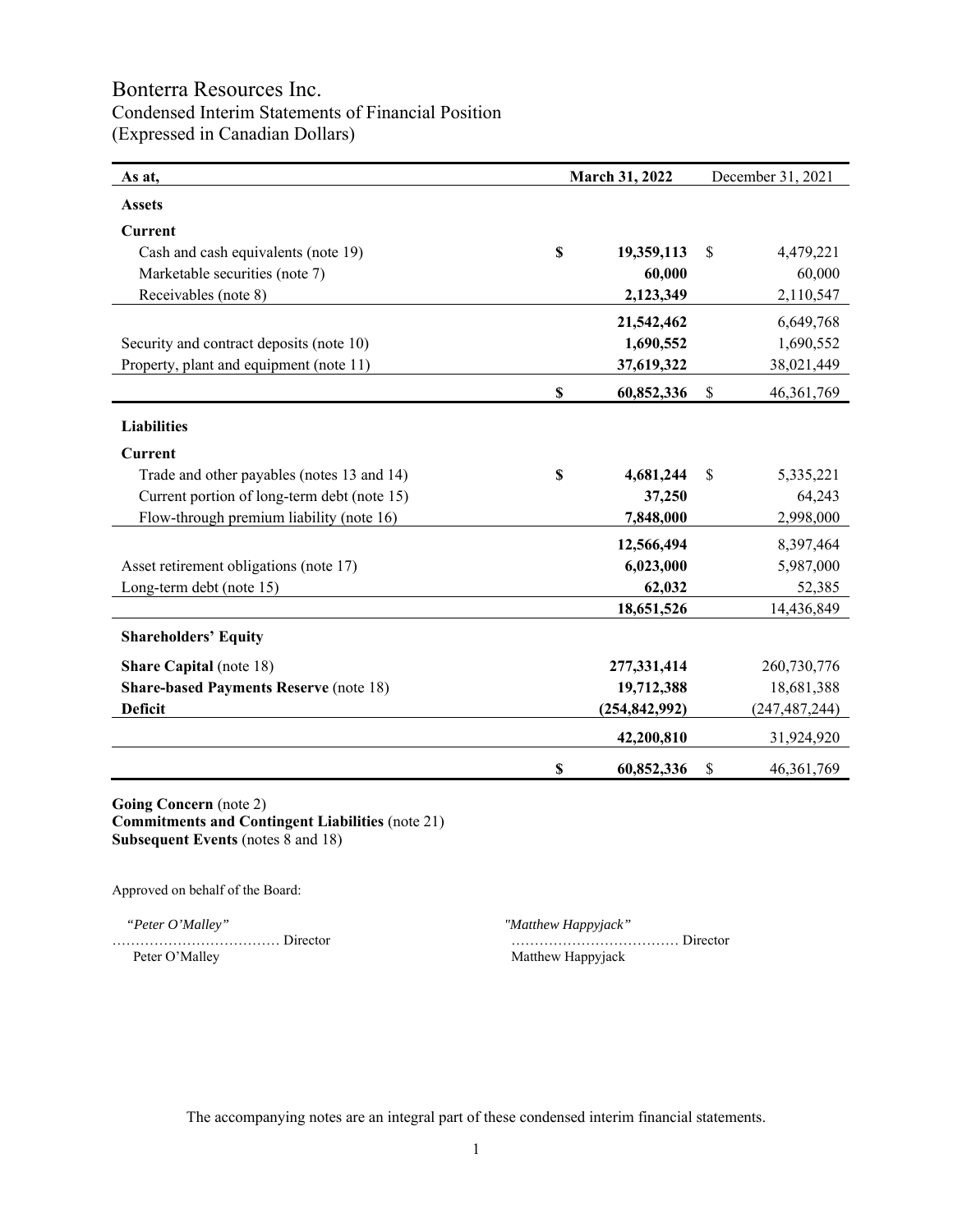# Bonterra Resources Inc.

## Condensed Interim Statements of Financial Position

(Expressed in Canadian Dollars)

| As at, | March 31, 2022 | December 31, 2021 |
|---|---|---|
| **Assets** | | |
| **Current** | | |
| Cash and cash equivalents (note 19) | **$ 19,359,113** | $ 4,479,221 |
| Marketable securities (note 7) | **60,000** | 60,000 |
| Receivables (note 8) | **2,123,349** | 2,110,547 |
| | **21,542,462** | 6,649,768 |
| Security and contract deposits (note 10) | **1,690,552** | 1,690,552 |
| Property, plant and equipment (note 11) | **37,619,322** | 38,021,449 |
| | **$ 60,852,336** | $ 46,361,769 |
| **Liabilities** | | |
| **Current** | | |
| Trade and other payables (notes 13 and 14) | **$ 4,681,244** | $ 5,335,221 |
| Current portion of long-term debt (note 15) | **37,250** | 64,243 |
| Flow-through premium liability (note 16) | **7,848,000** | 2,998,000 |
| | **12,566,494** | 8,397,464 |
| Asset retirement obligations (note 17) | **6,023,000** | 5,987,000 |
| Long-term debt (note 15) | **62,032** | 52,385 |
| | **18,651,526** | 14,436,849 |
| **Shareholders' Equity** | | |
| **Share Capital** (note 18) | **277,331,414** | 260,730,776 |
| **Share-based Payments Reserve** (note 18) | **19,712,388** | 18,681,388 |
| **Deficit** | **(254,842,992)** | (247,487,244) |
| | **42,200,810** | 31,924,920 |
| | **$ 60,852,336** | $ 46,361,769 |

**Going Concern** (note 2)
**Commitments and Contingent Liabilities** (note 21)
**Subsequent Events** (notes 8 and 18)

Approved on behalf of the Board:

*"Peter O'Malley"*
……………………………… Director
Peter O'Malley

*"Matthew Happyjack"*
……………………………… Director
Matthew Happyjack

The accompanying notes are an integral part of these condensed interim financial statements.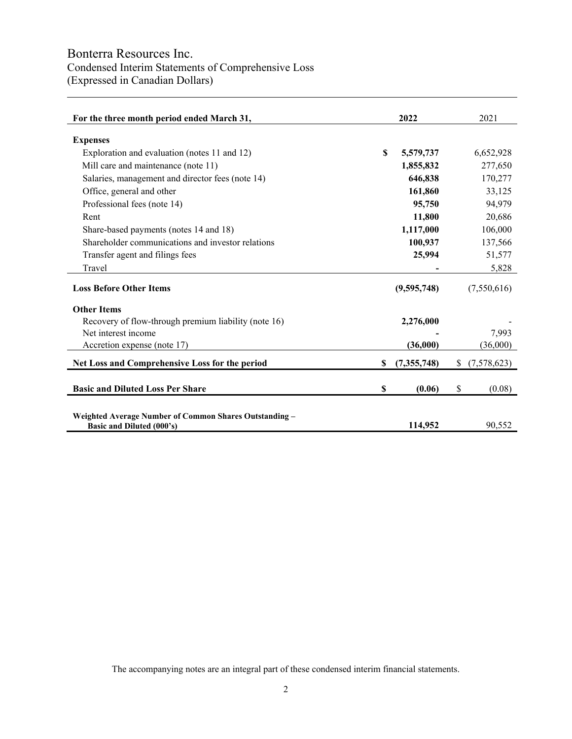# Bonterra Resources Inc.

## Condensed Interim Statements of Comprehensive Loss

(Expressed in Canadian Dollars)

| For the three month period ended March 31, | 2022 | 2021 |
|---|---|---|
| **Expenses** | | |
| Exploration and evaluation (notes 11 and 12) | **$ 5,579,737** | 6,652,928 |
| Mill care and maintenance (note 11) | **1,855,832** | 277,650 |
| Salaries, management and director fees (note 14) | **646,838** | 170,277 |
| Office, general and other | **161,860** | 33,125 |
| Professional fees (note 14) | **95,750** | 94,979 |
| Rent | **11,800** | 20,686 |
| Share-based payments (notes 14 and 18) | **1,117,000** | 106,000 |
| Shareholder communications and investor relations | **100,937** | 137,566 |
| Transfer agent and filings fees | **25,994** | 51,577 |
| Travel | **-** | 5,828 |
| **Loss Before Other Items** | **(9,595,748)** | (7,550,616) |
| **Other Items** | | |
| Recovery of flow-through premium liability (note 16) | **2,276,000** | - |
| Net interest income | **-** | 7,993 |
| Accretion expense (note 17) | **(36,000)** | (36,000) |
| **Net Loss and Comprehensive Loss for the period** | **$ (7,355,748)** | $ (7,578,623) |
| **Basic and Diluted Loss Per Share** | **$ (0.06)** | $ (0.08) |
| **Weighted Average Number of Common Shares Outstanding – Basic and Diluted (000's)** | **114,952** | 90,552 |

The accompanying notes are an integral part of these condensed interim financial statements.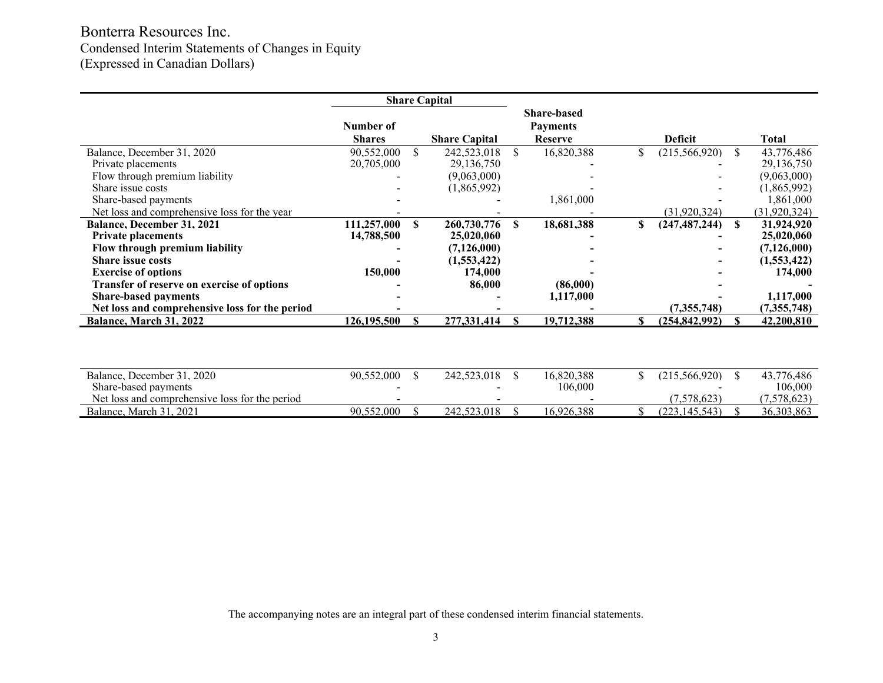# Bonterra Resources Inc.

Condensed Interim Statements of Changes in Equity

(Expressed in Canadian Dollars)

| | Share Capital | | Share-based Payments Reserve | Deficit | Total |
|---|---|---|---|---|---|
| | Number of Shares | Share Capital | | | |
| Balance, December 31, 2020 | 90,552,000 | $ 242,523,018 | $ 16,820,388 | $ (215,566,920) | $ 43,776,486 |
| Private placements | 20,705,000 | 29,136,750 | - | - | 29,136,750 |
| Flow through premium liability | - | (9,063,000) | - | - | (9,063,000) |
| Share issue costs | - | (1,865,992) | - | - | (1,865,992) |
| Share-based payments | - | - | 1,861,000 | - | 1,861,000 |
| Net loss and comprehensive loss for the year | - | - | - | (31,920,324) | (31,920,324) |
| **Balance, December 31, 2021** | **111,257,000** | **$ 260,730,776** | **$ 18,681,388** | **$ (247,487,244)** | **$ 31,924,920** |
| **Private placements** | **14,788,500** | **25,020,060** | **-** | **-** | **25,020,060** |
| **Flow through premium liability** | **-** | **(7,126,000)** | **-** | **-** | **(7,126,000)** |
| **Share issue costs** | **-** | **(1,553,422)** | **-** | **-** | **(1,553,422)** |
| **Exercise of options** | **150,000** | **174,000** | **-** | **-** | **174,000** |
| **Transfer of reserve on exercise of options** | **-** | **86,000** | **(86,000)** | **-** | **-** |
| **Share-based payments** | **-** | **-** | **1,117,000** | **-** | **1,117,000** |
| **Net loss and comprehensive loss for the period** | **-** | **-** | **-** | **(7,355,748)** | **(7,355,748)** |
| **Balance, March 31, 2022** | **126,195,500** | **$ 277,331,414** | **$ 19,712,388** | **$ (254,842,992)** | **$ 42,200,810** |

| | Number of Shares | Share Capital | Share-based Payments Reserve | Deficit | Total |
|---|---|---|---|---|---|
| Balance, December 31, 2020 | 90,552,000 | $ 242,523,018 | $ 16,820,388 | $ (215,566,920) | $ 43,776,486 |
| Share-based payments | - | - | 106,000 | - | 106,000 |
| Net loss and comprehensive loss for the period | - | - | - | (7,578,623) | (7,578,623) |
| Balance, March 31, 2021 | 90,552,000 | $ 242,523,018 | $ 16,926,388 | $ (223,145,543) | $ 36,303,863 |

The accompanying notes are an integral part of these condensed interim financial statements.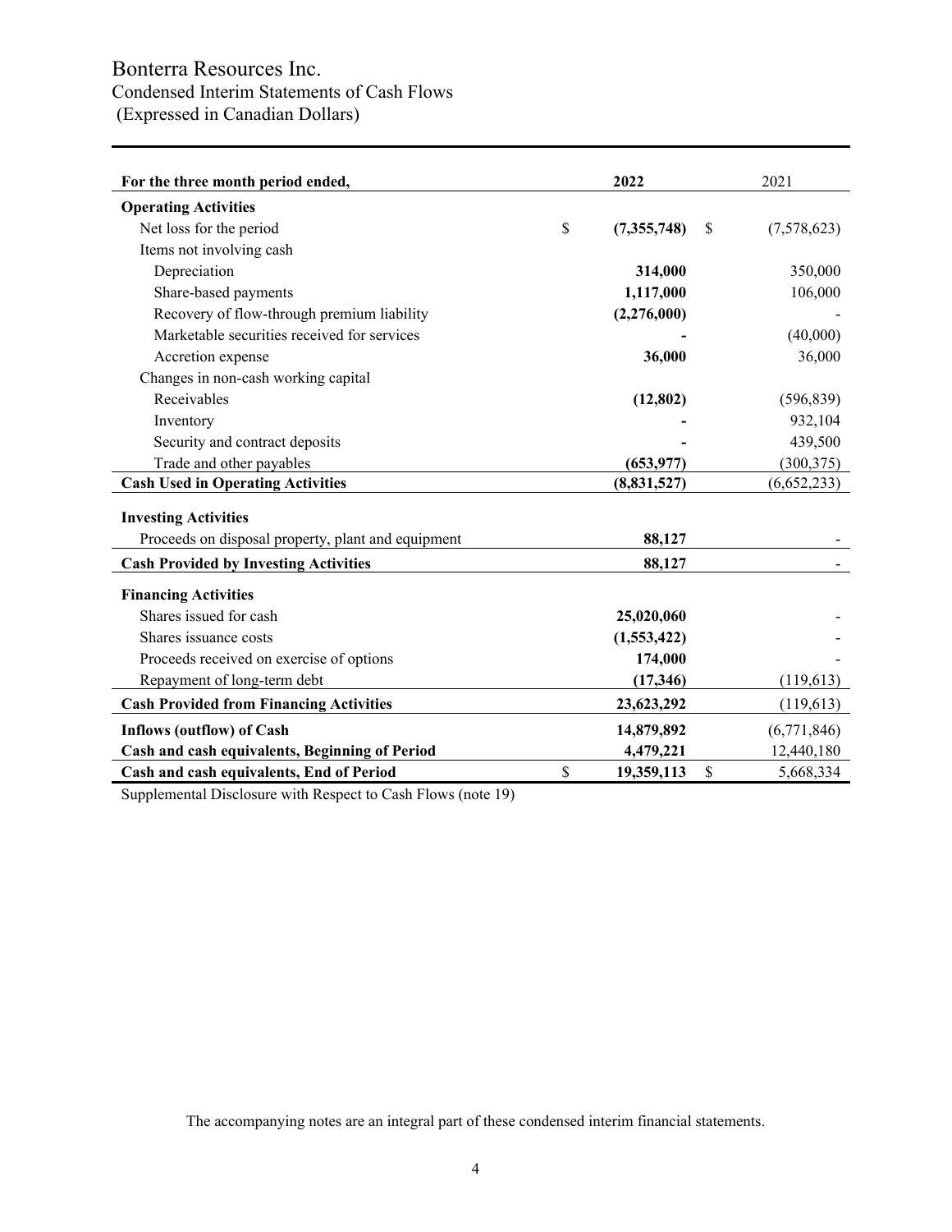# Bonterra Resources Inc.

## Condensed Interim Statements of Cash Flows

(Expressed in Canadian Dollars)

| For the three month period ended, | 2022 | 2021 |
|---|---|---|
| **Operating Activities** | | |
| Net loss for the period | $ **(7,355,748)** | $ (7,578,623) |
| Items not involving cash | | |
| Depreciation | **314,000** | 350,000 |
| Share-based payments | **1,117,000** | 106,000 |
| Recovery of flow-through premium liability | **(2,276,000)** | - |
| Marketable securities received for services | **-** | (40,000) |
| Accretion expense | **36,000** | 36,000 |
| Changes in non-cash working capital | | |
| Receivables | **(12,802)** | (596,839) |
| Inventory | **-** | 932,104 |
| Security and contract deposits | **-** | 439,500 |
| Trade and other payables | **(653,977)** | (300,375) |
| **Cash Used in Operating Activities** | **(8,831,527)** | (6,652,233) |
| **Investing Activities** | | |
| Proceeds on disposal property, plant and equipment | **88,127** | - |
| **Cash Provided by Investing Activities** | **88,127** | - |
| **Financing Activities** | | |
| Shares issued for cash | **25,020,060** | - |
| Shares issuance costs | **(1,553,422)** | - |
| Proceeds received on exercise of options | **174,000** | - |
| Repayment of long-term debt | **(17,346)** | (119,613) |
| **Cash Provided from Financing Activities** | **23,623,292** | (119,613) |
| **Inflows (outflow) of Cash** | **14,879,892** | (6,771,846) |
| **Cash and cash equivalents, Beginning of Period** | **4,479,221** | 12,440,180 |
| **Cash and cash equivalents, End of Period** | $ **19,359,113** | $ 5,668,334 |

Supplemental Disclosure with Respect to Cash Flows (note 19)

The accompanying notes are an integral part of these condensed interim financial statements.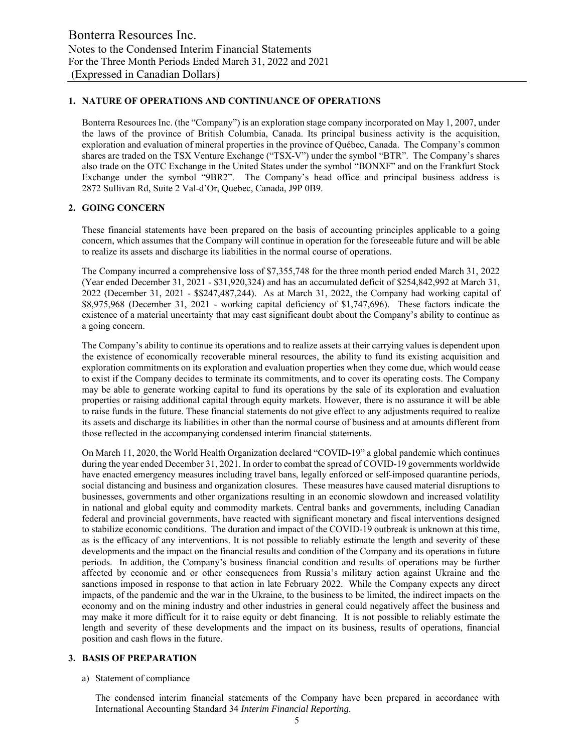## 1. NATURE OF OPERATIONS AND CONTINUANCE OF OPERATIONS

Bonterra Resources Inc. (the "Company") is an exploration stage company incorporated on May 1, 2007, under the laws of the province of British Columbia, Canada. Its principal business activity is the acquisition, exploration and evaluation of mineral properties in the province of Québec, Canada. The Company's common shares are traded on the TSX Venture Exchange ("TSX-V") under the symbol "BTR". The Company's shares also trade on the OTC Exchange in the United States under the symbol "BONXF" and on the Frankfurt Stock Exchange under the symbol "9BR2". The Company's head office and principal business address is 2872 Sullivan Rd, Suite 2 Val-d'Or, Quebec, Canada, J9P 0B9.

## 2. GOING CONCERN

These financial statements have been prepared on the basis of accounting principles applicable to a going concern, which assumes that the Company will continue in operation for the foreseeable future and will be able to realize its assets and discharge its liabilities in the normal course of operations.

The Company incurred a comprehensive loss of $7,355,748 for the three month period ended March 31, 2022 (Year ended December 31, 2021 - $31,920,324) and has an accumulated deficit of $254,842,992 at March 31, 2022 (December 31, 2021 - $$247,487,244). As at March 31, 2022, the Company had working capital of $8,975,968 (December 31, 2021 - working capital deficiency of $1,747,696). These factors indicate the existence of a material uncertainty that may cast significant doubt about the Company's ability to continue as a going concern.

The Company's ability to continue its operations and to realize assets at their carrying values is dependent upon the existence of economically recoverable mineral resources, the ability to fund its existing acquisition and exploration commitments on its exploration and evaluation properties when they come due, which would cease to exist if the Company decides to terminate its commitments, and to cover its operating costs. The Company may be able to generate working capital to fund its operations by the sale of its exploration and evaluation properties or raising additional capital through equity markets. However, there is no assurance it will be able to raise funds in the future. These financial statements do not give effect to any adjustments required to realize its assets and discharge its liabilities in other than the normal course of business and at amounts different from those reflected in the accompanying condensed interim financial statements.

On March 11, 2020, the World Health Organization declared "COVID-19" a global pandemic which continues during the year ended December 31, 2021. In order to combat the spread of COVID-19 governments worldwide have enacted emergency measures including travel bans, legally enforced or self-imposed quarantine periods, social distancing and business and organization closures. These measures have caused material disruptions to businesses, governments and other organizations resulting in an economic slowdown and increased volatility in national and global equity and commodity markets. Central banks and governments, including Canadian federal and provincial governments, have reacted with significant monetary and fiscal interventions designed to stabilize economic conditions. The duration and impact of the COVID-19 outbreak is unknown at this time, as is the efficacy of any interventions. It is not possible to reliably estimate the length and severity of these developments and the impact on the financial results and condition of the Company and its operations in future periods. In addition, the Company's business financial condition and results of operations may be further affected by economic and or other consequences from Russia's military action against Ukraine and the sanctions imposed in response to that action in late February 2022. While the Company expects any direct impacts, of the pandemic and the war in the Ukraine, to the business to be limited, the indirect impacts on the economy and on the mining industry and other industries in general could negatively affect the business and may make it more difficult for it to raise equity or debt financing. It is not possible to reliably estimate the length and severity of these developments and the impact on its business, results of operations, financial position and cash flows in the future.

## 3. BASIS OF PREPARATION

a) Statement of compliance

The condensed interim financial statements of the Company have been prepared in accordance with International Accounting Standard 34 *Interim Financial Reporting.*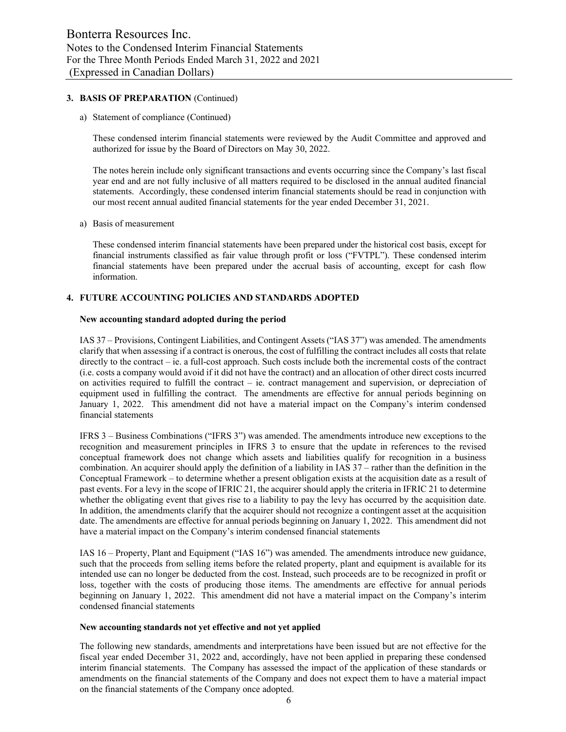## 3. BASIS OF PREPARATION (Continued)

a) Statement of compliance (Continued)

These condensed interim financial statements were reviewed by the Audit Committee and approved and authorized for issue by the Board of Directors on May 30, 2022.

The notes herein include only significant transactions and events occurring since the Company's last fiscal year end and are not fully inclusive of all matters required to be disclosed in the annual audited financial statements. Accordingly, these condensed interim financial statements should be read in conjunction with our most recent annual audited financial statements for the year ended December 31, 2021.

a) Basis of measurement

These condensed interim financial statements have been prepared under the historical cost basis, except for financial instruments classified as fair value through profit or loss ("FVTPL"). These condensed interim financial statements have been prepared under the accrual basis of accounting, except for cash flow information.

## 4. FUTURE ACCOUNTING POLICIES AND STANDARDS ADOPTED

**New accounting standard adopted during the period**

IAS 37 – Provisions, Contingent Liabilities, and Contingent Assets ("IAS 37") was amended. The amendments clarify that when assessing if a contract is onerous, the cost of fulfilling the contract includes all costs that relate directly to the contract – ie. a full-cost approach. Such costs include both the incremental costs of the contract (i.e. costs a company would avoid if it did not have the contract) and an allocation of other direct costs incurred on activities required to fulfill the contract – ie. contract management and supervision, or depreciation of equipment used in fulfilling the contract. The amendments are effective for annual periods beginning on January 1, 2022. This amendment did not have a material impact on the Company's interim condensed financial statements

IFRS 3 – Business Combinations ("IFRS 3") was amended. The amendments introduce new exceptions to the recognition and measurement principles in IFRS 3 to ensure that the update in references to the revised conceptual framework does not change which assets and liabilities qualify for recognition in a business combination. An acquirer should apply the definition of a liability in IAS 37 – rather than the definition in the Conceptual Framework – to determine whether a present obligation exists at the acquisition date as a result of past events. For a levy in the scope of IFRIC 21, the acquirer should apply the criteria in IFRIC 21 to determine whether the obligating event that gives rise to a liability to pay the levy has occurred by the acquisition date. In addition, the amendments clarify that the acquirer should not recognize a contingent asset at the acquisition date. The amendments are effective for annual periods beginning on January 1, 2022. This amendment did not have a material impact on the Company's interim condensed financial statements

IAS 16 – Property, Plant and Equipment ("IAS 16") was amended. The amendments introduce new guidance, such that the proceeds from selling items before the related property, plant and equipment is available for its intended use can no longer be deducted from the cost. Instead, such proceeds are to be recognized in profit or loss, together with the costs of producing those items. The amendments are effective for annual periods beginning on January 1, 2022. This amendment did not have a material impact on the Company's interim condensed financial statements

**New accounting standards not yet effective and not yet applied**

The following new standards, amendments and interpretations have been issued but are not effective for the fiscal year ended December 31, 2022 and, accordingly, have not been applied in preparing these condensed interim financial statements. The Company has assessed the impact of the application of these standards or amendments on the financial statements of the Company and does not expect them to have a material impact on the financial statements of the Company once adopted.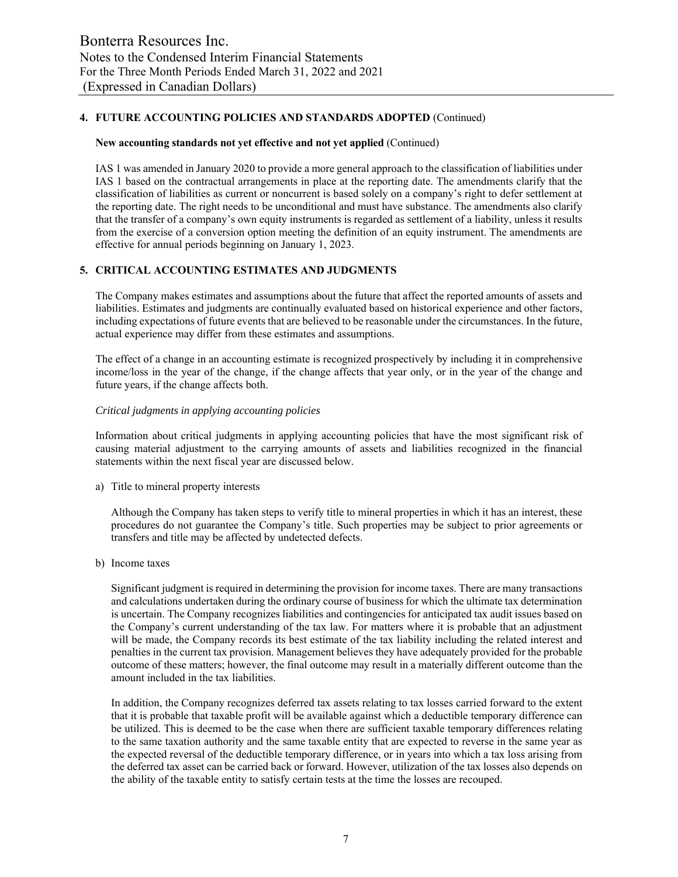## 4. FUTURE ACCOUNTING POLICIES AND STANDARDS ADOPTED (Continued)

**New accounting standards not yet effective and not yet applied** (Continued)

IAS 1 was amended in January 2020 to provide a more general approach to the classification of liabilities under IAS 1 based on the contractual arrangements in place at the reporting date. The amendments clarify that the classification of liabilities as current or noncurrent is based solely on a company's right to defer settlement at the reporting date. The right needs to be unconditional and must have substance. The amendments also clarify that the transfer of a company's own equity instruments is regarded as settlement of a liability, unless it results from the exercise of a conversion option meeting the definition of an equity instrument. The amendments are effective for annual periods beginning on January 1, 2023.

## 5. CRITICAL ACCOUNTING ESTIMATES AND JUDGMENTS

The Company makes estimates and assumptions about the future that affect the reported amounts of assets and liabilities. Estimates and judgments are continually evaluated based on historical experience and other factors, including expectations of future events that are believed to be reasonable under the circumstances. In the future, actual experience may differ from these estimates and assumptions.

The effect of a change in an accounting estimate is recognized prospectively by including it in comprehensive income/loss in the year of the change, if the change affects that year only, or in the year of the change and future years, if the change affects both.

*Critical judgments in applying accounting policies*

Information about critical judgments in applying accounting policies that have the most significant risk of causing material adjustment to the carrying amounts of assets and liabilities recognized in the financial statements within the next fiscal year are discussed below.

a) Title to mineral property interests

   Although the Company has taken steps to verify title to mineral properties in which it has an interest, these procedures do not guarantee the Company's title. Such properties may be subject to prior agreements or transfers and title may be affected by undetected defects.

b) Income taxes

   Significant judgment is required in determining the provision for income taxes. There are many transactions and calculations undertaken during the ordinary course of business for which the ultimate tax determination is uncertain. The Company recognizes liabilities and contingencies for anticipated tax audit issues based on the Company's current understanding of the tax law. For matters where it is probable that an adjustment will be made, the Company records its best estimate of the tax liability including the related interest and penalties in the current tax provision. Management believes they have adequately provided for the probable outcome of these matters; however, the final outcome may result in a materially different outcome than the amount included in the tax liabilities.

   In addition, the Company recognizes deferred tax assets relating to tax losses carried forward to the extent that it is probable that taxable profit will be available against which a deductible temporary difference can be utilized. This is deemed to be the case when there are sufficient taxable temporary differences relating to the same taxation authority and the same taxable entity that are expected to reverse in the same year as the expected reversal of the deductible temporary difference, or in years into which a tax loss arising from the deferred tax asset can be carried back or forward. However, utilization of the tax losses also depends on the ability of the taxable entity to satisfy certain tests at the time the losses are recouped.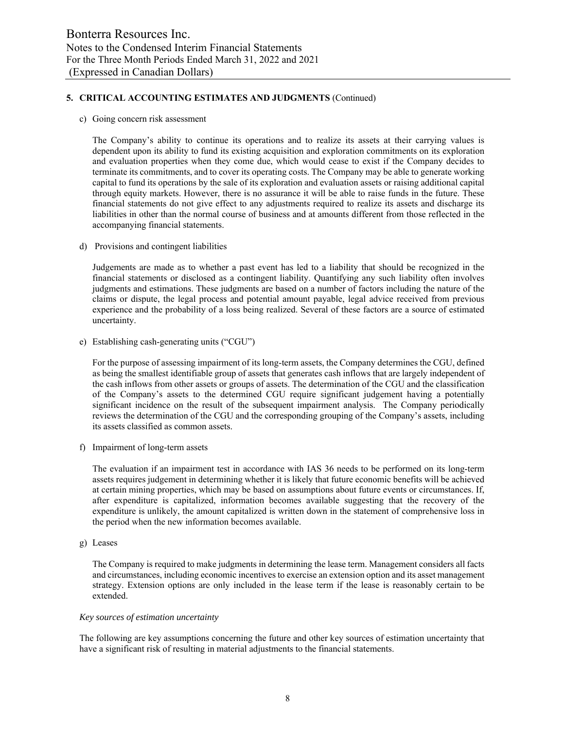## 5. CRITICAL ACCOUNTING ESTIMATES AND JUDGMENTS (Continued)

c) Going concern risk assessment

The Company's ability to continue its operations and to realize its assets at their carrying values is dependent upon its ability to fund its existing acquisition and exploration commitments on its exploration and evaluation properties when they come due, which would cease to exist if the Company decides to terminate its commitments, and to cover its operating costs. The Company may be able to generate working capital to fund its operations by the sale of its exploration and evaluation assets or raising additional capital through equity markets. However, there is no assurance it will be able to raise funds in the future. These financial statements do not give effect to any adjustments required to realize its assets and discharge its liabilities in other than the normal course of business and at amounts different from those reflected in the accompanying financial statements.

d) Provisions and contingent liabilities

Judgements are made as to whether a past event has led to a liability that should be recognized in the financial statements or disclosed as a contingent liability. Quantifying any such liability often involves judgments and estimations. These judgments are based on a number of factors including the nature of the claims or dispute, the legal process and potential amount payable, legal advice received from previous experience and the probability of a loss being realized. Several of these factors are a source of estimated uncertainty.

e) Establishing cash-generating units ("CGU")

For the purpose of assessing impairment of its long-term assets, the Company determines the CGU, defined as being the smallest identifiable group of assets that generates cash inflows that are largely independent of the cash inflows from other assets or groups of assets. The determination of the CGU and the classification of the Company's assets to the determined CGU require significant judgement having a potentially significant incidence on the result of the subsequent impairment analysis. The Company periodically reviews the determination of the CGU and the corresponding grouping of the Company's assets, including its assets classified as common assets.

f) Impairment of long-term assets

The evaluation if an impairment test in accordance with IAS 36 needs to be performed on its long-term assets requires judgement in determining whether it is likely that future economic benefits will be achieved at certain mining properties, which may be based on assumptions about future events or circumstances. If, after expenditure is capitalized, information becomes available suggesting that the recovery of the expenditure is unlikely, the amount capitalized is written down in the statement of comprehensive loss in the period when the new information becomes available.

g) Leases

The Company is required to make judgments in determining the lease term. Management considers all facts and circumstances, including economic incentives to exercise an extension option and its asset management strategy. Extension options are only included in the lease term if the lease is reasonably certain to be extended.

*Key sources of estimation uncertainty*

The following are key assumptions concerning the future and other key sources of estimation uncertainty that have a significant risk of resulting in material adjustments to the financial statements.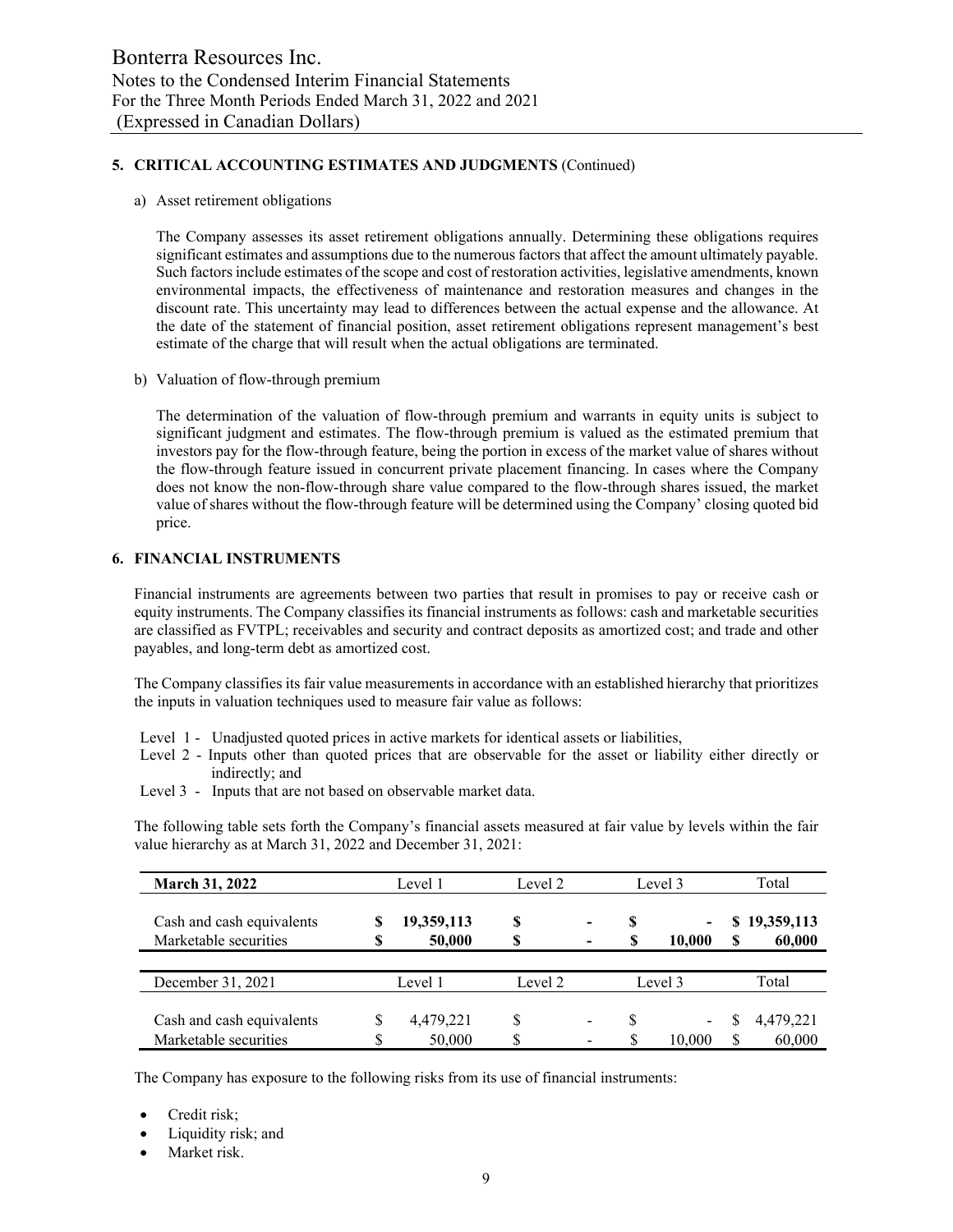## 5. CRITICAL ACCOUNTING ESTIMATES AND JUDGMENTS (Continued)

a) Asset retirement obligations

The Company assesses its asset retirement obligations annually. Determining these obligations requires significant estimates and assumptions due to the numerous factors that affect the amount ultimately payable. Such factors include estimates of the scope and cost of restoration activities, legislative amendments, known environmental impacts, the effectiveness of maintenance and restoration measures and changes in the discount rate. This uncertainty may lead to differences between the actual expense and the allowance. At the date of the statement of financial position, asset retirement obligations represent management's best estimate of the charge that will result when the actual obligations are terminated.

b) Valuation of flow-through premium

The determination of the valuation of flow-through premium and warrants in equity units is subject to significant judgment and estimates. The flow-through premium is valued as the estimated premium that investors pay for the flow-through feature, being the portion in excess of the market value of shares without the flow-through feature issued in concurrent private placement financing. In cases where the Company does not know the non-flow-through share value compared to the flow-through shares issued, the market value of shares without the flow-through feature will be determined using the Company' closing quoted bid price.

## 6. FINANCIAL INSTRUMENTS

Financial instruments are agreements between two parties that result in promises to pay or receive cash or equity instruments. The Company classifies its financial instruments as follows: cash and marketable securities are classified as FVTPL; receivables and security and contract deposits as amortized cost; and trade and other payables, and long-term debt as amortized cost.

The Company classifies its fair value measurements in accordance with an established hierarchy that prioritizes the inputs in valuation techniques used to measure fair value as follows:

Level 1 - Unadjusted quoted prices in active markets for identical assets or liabilities,
Level 2 - Inputs other than quoted prices that are observable for the asset or liability either directly or indirectly; and
Level 3 - Inputs that are not based on observable market data.

The following table sets forth the Company's financial assets measured at fair value by levels within the fair value hierarchy as at March 31, 2022 and December 31, 2021:

| **March 31, 2022** | Level 1 | Level 2 | Level 3 | Total |
|---|---|---|---|---|
| Cash and cash equivalents | **$ 19,359,113** | **$ -** | **$ -** | **$ 19,359,113** |
| Marketable securities | **$ 50,000** | **$ -** | **$ 10,000** | **$ 60,000** |

| December 31, 2021 | Level 1 | Level 2 | Level 3 | Total |
|---|---|---|---|---|
| Cash and cash equivalents | $ 4,479,221 | $ - | $ - | $ 4,479,221 |
| Marketable securities | $ 50,000 | $ - | $ 10,000 | $ 60,000 |

The Company has exposure to the following risks from its use of financial instruments:

- Credit risk;
- Liquidity risk; and
- Market risk.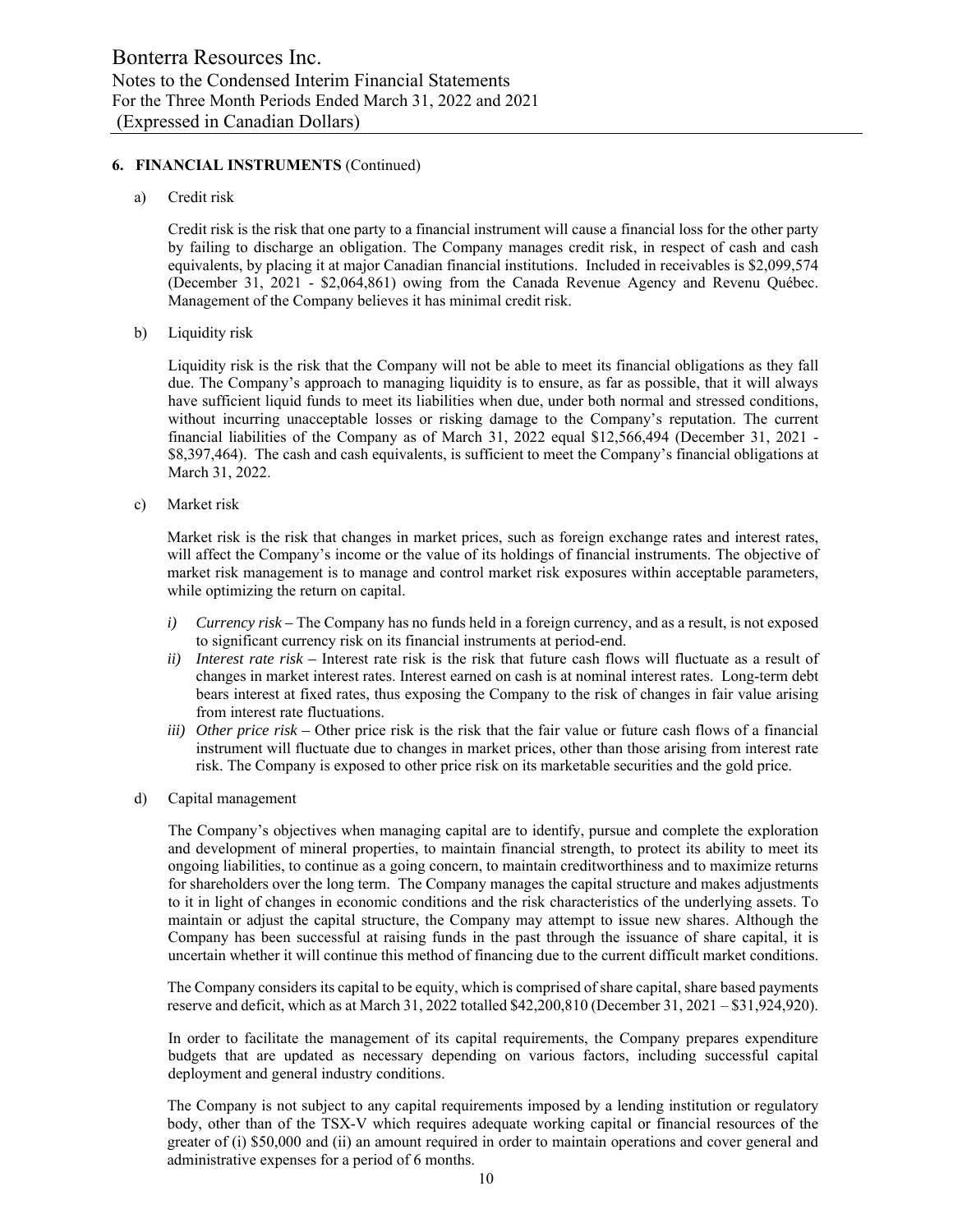## 6. FINANCIAL INSTRUMENTS (Continued)

a) Credit risk

Credit risk is the risk that one party to a financial instrument will cause a financial loss for the other party by failing to discharge an obligation. The Company manages credit risk, in respect of cash and cash equivalents, by placing it at major Canadian financial institutions. Included in receivables is $2,099,574 (December 31, 2021 - $2,064,861) owing from the Canada Revenue Agency and Revenu Québec. Management of the Company believes it has minimal credit risk.

b) Liquidity risk

Liquidity risk is the risk that the Company will not be able to meet its financial obligations as they fall due. The Company's approach to managing liquidity is to ensure, as far as possible, that it will always have sufficient liquid funds to meet its liabilities when due, under both normal and stressed conditions, without incurring unacceptable losses or risking damage to the Company's reputation. The current financial liabilities of the Company as of March 31, 2022 equal $12,566,494 (December 31, 2021 - $8,397,464). The cash and cash equivalents, is sufficient to meet the Company's financial obligations at March 31, 2022.

c) Market risk

Market risk is the risk that changes in market prices, such as foreign exchange rates and interest rates, will affect the Company's income or the value of its holdings of financial instruments. The objective of market risk management is to manage and control market risk exposures within acceptable parameters, while optimizing the return on capital.

*i) Currency risk* – The Company has no funds held in a foreign currency, and as a result, is not exposed to significant currency risk on its financial instruments at period-end.

*ii) Interest rate risk* – Interest rate risk is the risk that future cash flows will fluctuate as a result of changes in market interest rates. Interest earned on cash is at nominal interest rates. Long-term debt bears interest at fixed rates, thus exposing the Company to the risk of changes in fair value arising from interest rate fluctuations.

*iii) Other price risk* – Other price risk is the risk that the fair value or future cash flows of a financial instrument will fluctuate due to changes in market prices, other than those arising from interest rate risk. The Company is exposed to other price risk on its marketable securities and the gold price.

d) Capital management

The Company's objectives when managing capital are to identify, pursue and complete the exploration and development of mineral properties, to maintain financial strength, to protect its ability to meet its ongoing liabilities, to continue as a going concern, to maintain creditworthiness and to maximize returns for shareholders over the long term. The Company manages the capital structure and makes adjustments to it in light of changes in economic conditions and the risk characteristics of the underlying assets. To maintain or adjust the capital structure, the Company may attempt to issue new shares. Although the Company has been successful at raising funds in the past through the issuance of share capital, it is uncertain whether it will continue this method of financing due to the current difficult market conditions.

The Company considers its capital to be equity, which is comprised of share capital, share based payments reserve and deficit, which as at March 31, 2022 totalled $42,200,810 (December 31, 2021 – $31,924,920).

In order to facilitate the management of its capital requirements, the Company prepares expenditure budgets that are updated as necessary depending on various factors, including successful capital deployment and general industry conditions.

The Company is not subject to any capital requirements imposed by a lending institution or regulatory body, other than of the TSX-V which requires adequate working capital or financial resources of the greater of (i) $50,000 and (ii) an amount required in order to maintain operations and cover general and administrative expenses for a period of 6 months.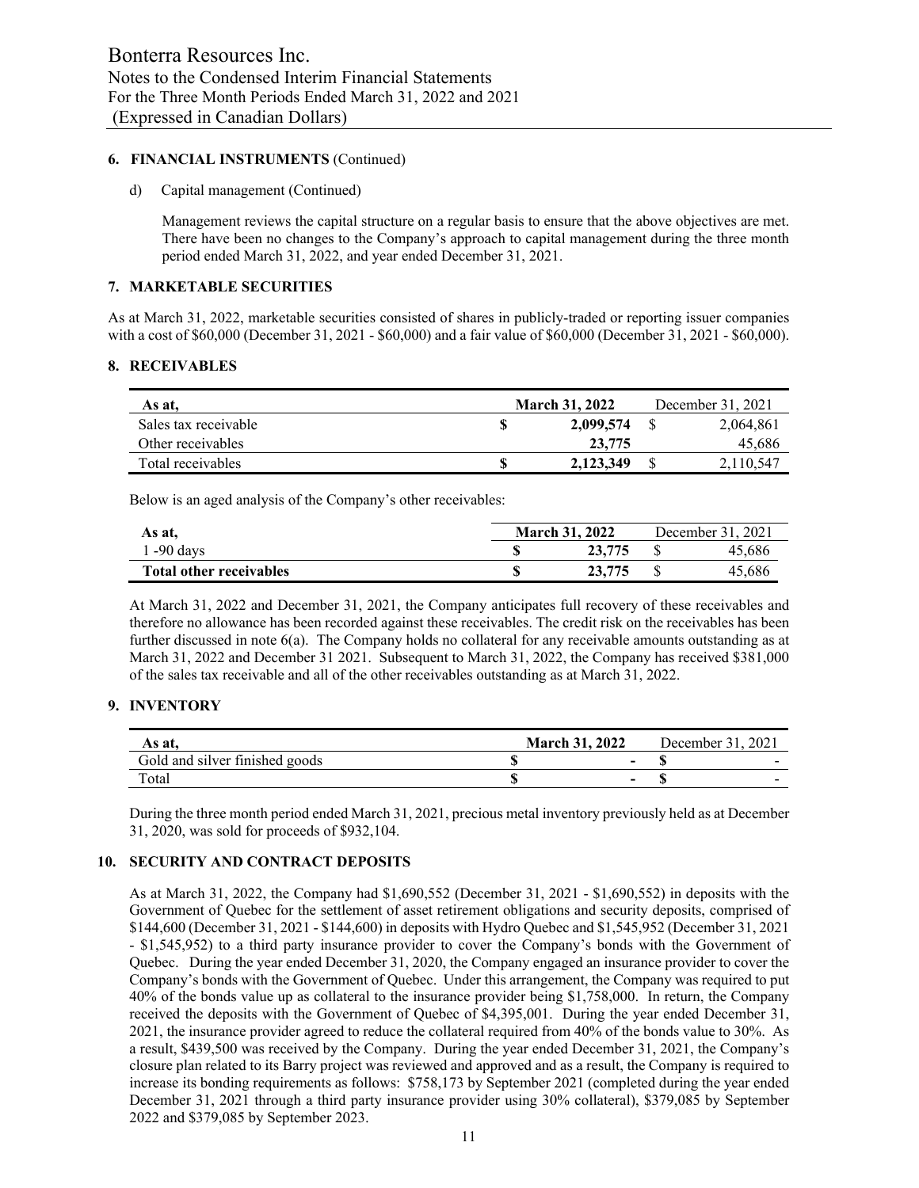## 6. FINANCIAL INSTRUMENTS (Continued)

d) Capital management (Continued)

Management reviews the capital structure on a regular basis to ensure that the above objectives are met. There have been no changes to the Company's approach to capital management during the three month period ended March 31, 2022, and year ended December 31, 2021.

## 7. MARKETABLE SECURITIES

As at March 31, 2022, marketable securities consisted of shares in publicly-traded or reporting issuer companies with a cost of $60,000 (December 31, 2021 - $60,000) and a fair value of $60,000 (December 31, 2021 - $60,000).

## 8. RECEIVABLES

| As at, | | **March 31, 2022** | | December 31, 2021 |
|---|---|---|---|---|
| Sales tax receivable | **$** | **2,099,574** | $ | 2,064,861 |
| Other receivables | | **23,775** | | 45,686 |
| Total receivables | **$** | **2,123,349** | $ | 2,110,547 |

Below is an aged analysis of the Company's other receivables:

| As at, | | **March 31, 2022** | | December 31, 2021 |
|---|---|---|---|---|
| 1 -90 days | **$** | **23,775** | $ | 45,686 |
| **Total other receivables** | **$** | **23,775** | $ | 45,686 |

At March 31, 2022 and December 31, 2021, the Company anticipates full recovery of these receivables and therefore no allowance has been recorded against these receivables. The credit risk on the receivables has been further discussed in note 6(a). The Company holds no collateral for any receivable amounts outstanding as at March 31, 2022 and December 31 2021. Subsequent to March 31, 2022, the Company has received $381,000 of the sales tax receivable and all of the other receivables outstanding as at March 31, 2022.

## 9. INVENTORY

| As at, | | **March 31, 2022** | | December 31, 2021 |
|---|---|---|---|---|
| Gold and silver finished goods | **$** | **-** | **$** | - |
| Total | **$** | **-** | **$** | - |

During the three month period ended March 31, 2021, precious metal inventory previously held as at December 31, 2020, was sold for proceeds of $932,104.

## 10. SECURITY AND CONTRACT DEPOSITS

As at March 31, 2022, the Company had $1,690,552 (December 31, 2021 - $1,690,552) in deposits with the Government of Quebec for the settlement of asset retirement obligations and security deposits, comprised of $144,600 (December 31, 2021 - $144,600) in deposits with Hydro Quebec and $1,545,952 (December 31, 2021 - $1,545,952) to a third party insurance provider to cover the Company's bonds with the Government of Quebec. During the year ended December 31, 2020, the Company engaged an insurance provider to cover the Company's bonds with the Government of Quebec. Under this arrangement, the Company was required to put 40% of the bonds value up as collateral to the insurance provider being $1,758,000. In return, the Company received the deposits with the Government of Quebec of $4,395,001. During the year ended December 31, 2021, the insurance provider agreed to reduce the collateral required from 40% of the bonds value to 30%. As a result, $439,500 was received by the Company. During the year ended December 31, 2021, the Company's closure plan related to its Barry project was reviewed and approved and as a result, the Company is required to increase its bonding requirements as follows: $758,173 by September 2021 (completed during the year ended December 31, 2021 through a third party insurance provider using 30% collateral), $379,085 by September 2022 and $379,085 by September 2023.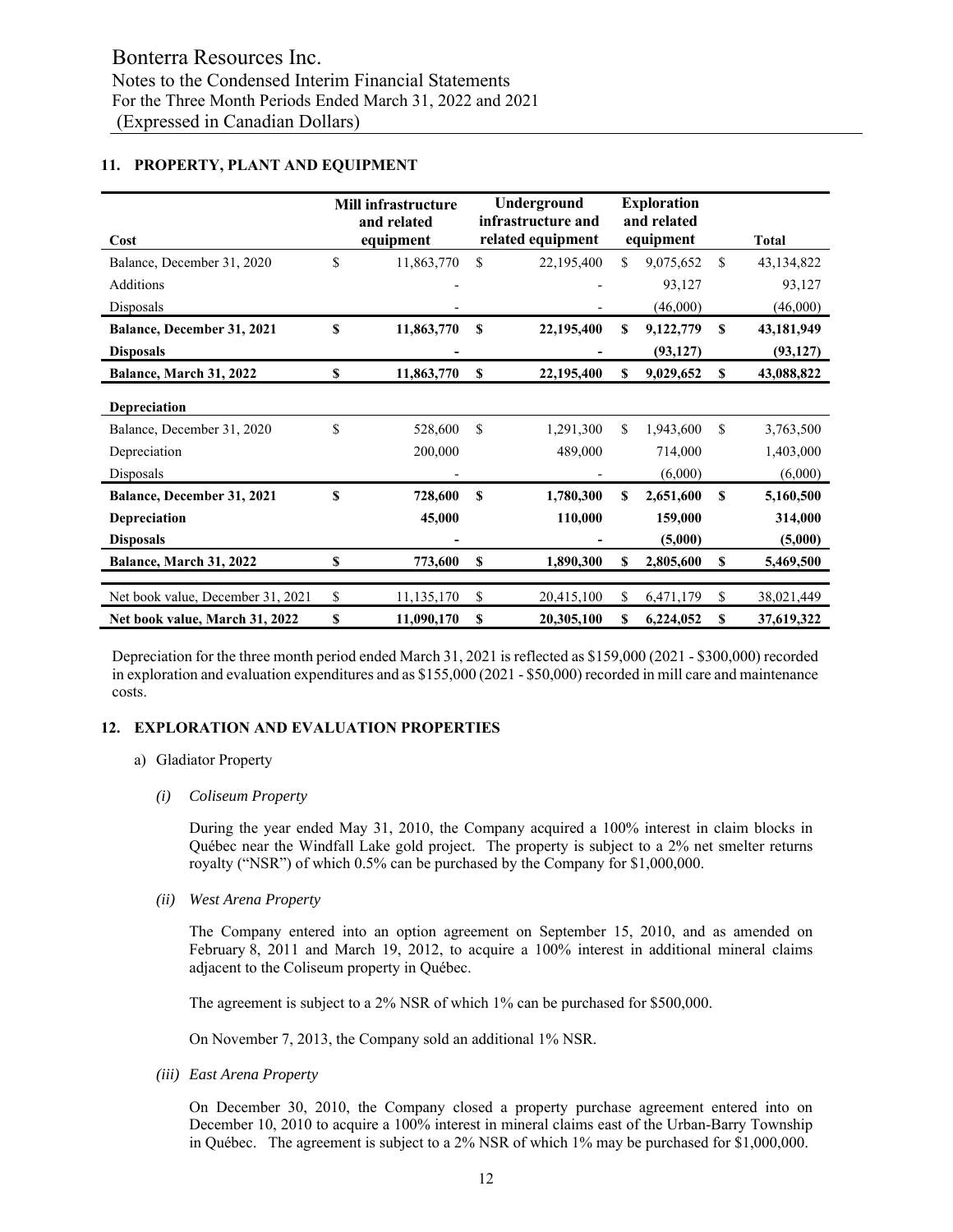## 11. PROPERTY, PLANT AND EQUIPMENT

| Cost | Mill infrastructure and related equipment | Underground infrastructure and related equipment | Exploration and related equipment | Total |
|---|---|---|---|---|
| Balance, December 31, 2020 | $ 11,863,770 | $ 22,195,400 | $ 9,075,652 | $ 43,134,822 |
| Additions | - | - | 93,127 | 93,127 |
| Disposals | - | - | (46,000) | (46,000) |
| **Balance, December 31, 2021** | **$ 11,863,770** | **$ 22,195,400** | **$ 9,122,779** | **$ 43,181,949** |
| **Disposals** | **-** | **-** | **(93,127)** | **(93,127)** |
| **Balance, March 31, 2022** | **$ 11,863,770** | **$ 22,195,400** | **$ 9,029,652** | **$ 43,088,822** |
| **Depreciation** | | | | |
| Balance, December 31, 2020 | $ 528,600 | $ 1,291,300 | $ 1,943,600 | $ 3,763,500 |
| Depreciation | 200,000 | 489,000 | 714,000 | 1,403,000 |
| Disposals | - | - | (6,000) | (6,000) |
| **Balance, December 31, 2021** | **$ 728,600** | **$ 1,780,300** | **$ 2,651,600** | **$ 5,160,500** |
| **Depreciation** | **45,000** | **110,000** | **159,000** | **314,000** |
| **Disposals** | **-** | **-** | **(5,000)** | **(5,000)** |
| **Balance, March 31, 2022** | **$ 773,600** | **$ 1,890,300** | **$ 2,805,600** | **$ 5,469,500** |
| Net book value, December 31, 2021 | $ 11,135,170 | $ 20,415,100 | $ 6,471,179 | $ 38,021,449 |
| **Net book value, March 31, 2022** | **$ 11,090,170** | **$ 20,305,100** | **$ 6,224,052** | **$ 37,619,322** |

Depreciation for the three month period ended March 31, 2021 is reflected as $159,000 (2021 - $300,000) recorded in exploration and evaluation expenditures and as $155,000 (2021 - $50,000) recorded in mill care and maintenance costs.

## 12. EXPLORATION AND EVALUATION PROPERTIES

a) Gladiator Property

*(i) Coliseum Property*

During the year ended May 31, 2010, the Company acquired a 100% interest in claim blocks in Québec near the Windfall Lake gold project. The property is subject to a 2% net smelter returns royalty ("NSR") of which 0.5% can be purchased by the Company for $1,000,000.

*(ii) West Arena Property*

The Company entered into an option agreement on September 15, 2010, and as amended on February 8, 2011 and March 19, 2012, to acquire a 100% interest in additional mineral claims adjacent to the Coliseum property in Québec.

The agreement is subject to a 2% NSR of which 1% can be purchased for $500,000.

On November 7, 2013, the Company sold an additional 1% NSR.

*(iii) East Arena Property*

On December 30, 2010, the Company closed a property purchase agreement entered into on December 10, 2010 to acquire a 100% interest in mineral claims east of the Urban-Barry Township in Québec. The agreement is subject to a 2% NSR of which 1% may be purchased for $1,000,000.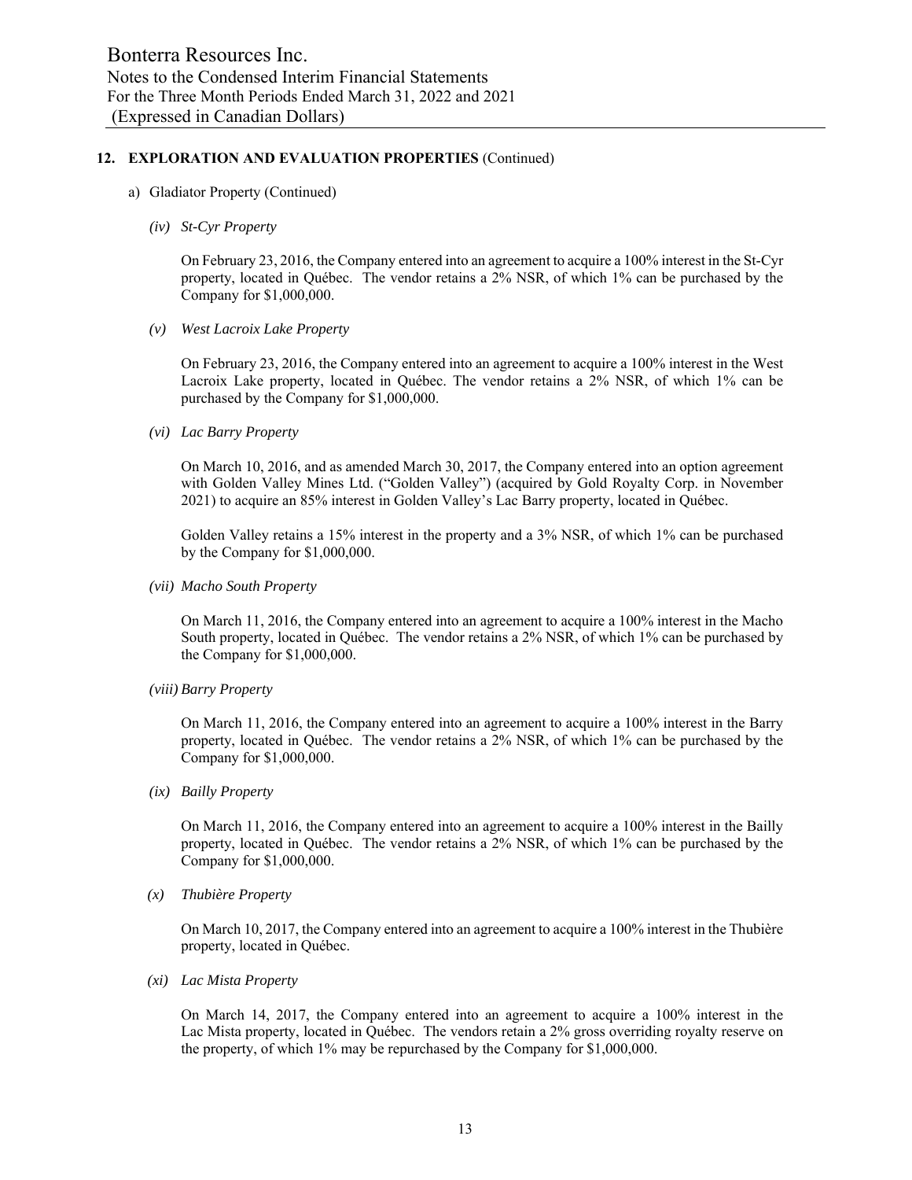## 12. EXPLORATION AND EVALUATION PROPERTIES (Continued)

a) Gladiator Property (Continued)

*(iv) St-Cyr Property*

On February 23, 2016, the Company entered into an agreement to acquire a 100% interest in the St-Cyr property, located in Québec. The vendor retains a 2% NSR, of which 1% can be purchased by the Company for $1,000,000.

*(v) West Lacroix Lake Property*

On February 23, 2016, the Company entered into an agreement to acquire a 100% interest in the West Lacroix Lake property, located in Québec. The vendor retains a 2% NSR, of which 1% can be purchased by the Company for $1,000,000.

*(vi) Lac Barry Property*

On March 10, 2016, and as amended March 30, 2017, the Company entered into an option agreement with Golden Valley Mines Ltd. ("Golden Valley") (acquired by Gold Royalty Corp. in November 2021) to acquire an 85% interest in Golden Valley's Lac Barry property, located in Québec.

Golden Valley retains a 15% interest in the property and a 3% NSR, of which 1% can be purchased by the Company for $1,000,000.

*(vii) Macho South Property*

On March 11, 2016, the Company entered into an agreement to acquire a 100% interest in the Macho South property, located in Québec. The vendor retains a 2% NSR, of which 1% can be purchased by the Company for $1,000,000.

*(viii) Barry Property*

On March 11, 2016, the Company entered into an agreement to acquire a 100% interest in the Barry property, located in Québec. The vendor retains a 2% NSR, of which 1% can be purchased by the Company for $1,000,000.

*(ix) Bailly Property*

On March 11, 2016, the Company entered into an agreement to acquire a 100% interest in the Bailly property, located in Québec. The vendor retains a 2% NSR, of which 1% can be purchased by the Company for $1,000,000.

*(x) Thubière Property*

On March 10, 2017, the Company entered into an agreement to acquire a 100% interest in the Thubière property, located in Québec.

*(xi) Lac Mista Property*

On March 14, 2017, the Company entered into an agreement to acquire a 100% interest in the Lac Mista property, located in Québec. The vendors retain a 2% gross overriding royalty reserve on the property, of which 1% may be repurchased by the Company for $1,000,000.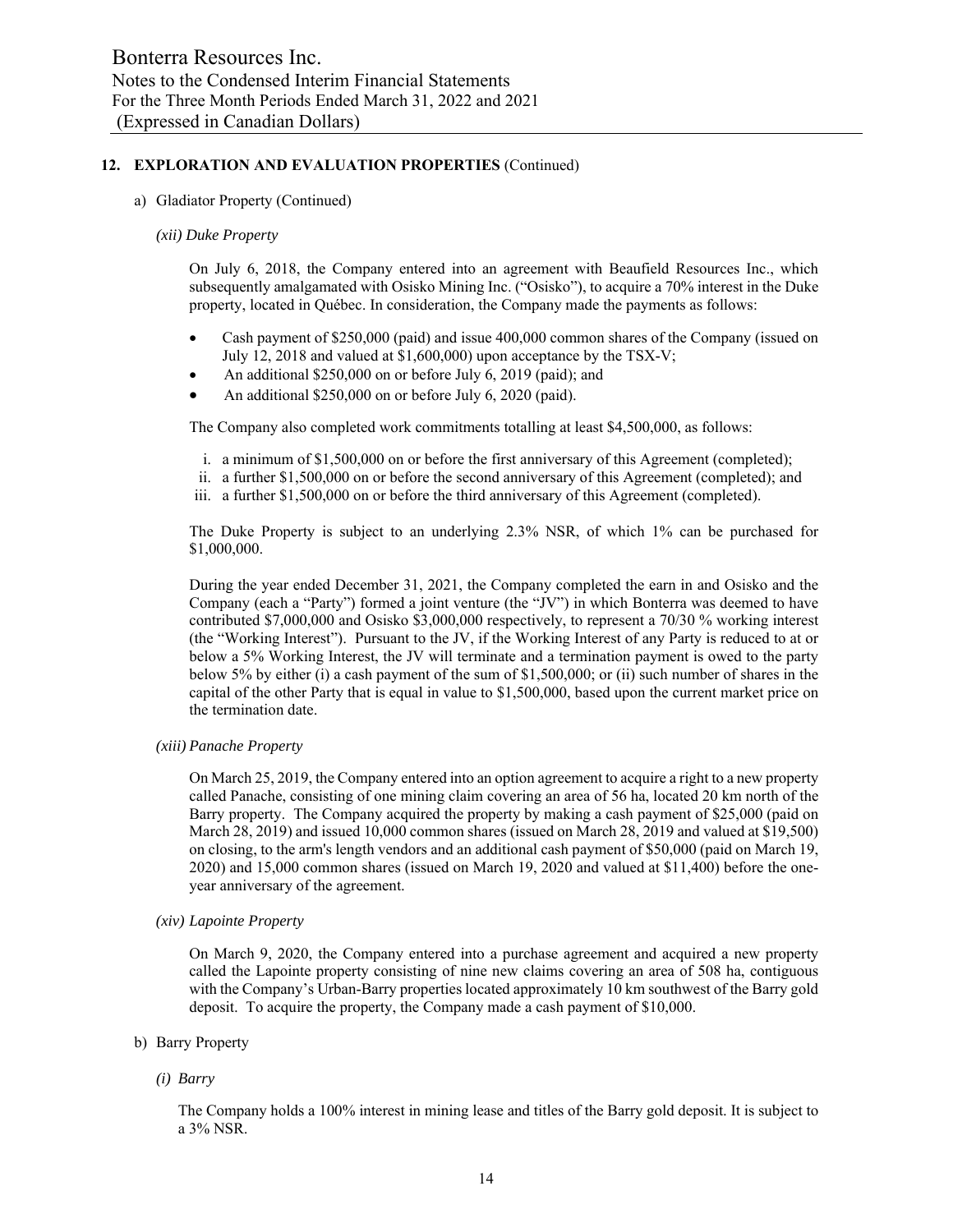## 12. EXPLORATION AND EVALUATION PROPERTIES (Continued)

a) Gladiator Property (Continued)

*(xii) Duke Property*

On July 6, 2018, the Company entered into an agreement with Beaufield Resources Inc., which subsequently amalgamated with Osisko Mining Inc. ("Osisko"), to acquire a 70% interest in the Duke property, located in Québec. In consideration, the Company made the payments as follows:

- Cash payment of $250,000 (paid) and issue 400,000 common shares of the Company (issued on July 12, 2018 and valued at $1,600,000) upon acceptance by the TSX-V;
- An additional $250,000 on or before July 6, 2019 (paid); and
- An additional $250,000 on or before July 6, 2020 (paid).

The Company also completed work commitments totalling at least $4,500,000, as follows:

i. a minimum of $1,500,000 on or before the first anniversary of this Agreement (completed);
ii. a further $1,500,000 on or before the second anniversary of this Agreement (completed); and
iii. a further $1,500,000 on or before the third anniversary of this Agreement (completed).

The Duke Property is subject to an underlying 2.3% NSR, of which 1% can be purchased for $1,000,000.

During the year ended December 31, 2021, the Company completed the earn in and Osisko and the Company (each a "Party") formed a joint venture (the "JV") in which Bonterra was deemed to have contributed $7,000,000 and Osisko $3,000,000 respectively, to represent a 70/30 % working interest (the "Working Interest"). Pursuant to the JV, if the Working Interest of any Party is reduced to at or below a 5% Working Interest, the JV will terminate and a termination payment is owed to the party below 5% by either (i) a cash payment of the sum of $1,500,000; or (ii) such number of shares in the capital of the other Party that is equal in value to $1,500,000, based upon the current market price on the termination date.

*(xiii) Panache Property*

On March 25, 2019, the Company entered into an option agreement to acquire a right to a new property called Panache, consisting of one mining claim covering an area of 56 ha, located 20 km north of the Barry property. The Company acquired the property by making a cash payment of $25,000 (paid on March 28, 2019) and issued 10,000 common shares (issued on March 28, 2019 and valued at $19,500) on closing, to the arm's length vendors and an additional cash payment of $50,000 (paid on March 19, 2020) and 15,000 common shares (issued on March 19, 2020 and valued at $11,400) before the one-year anniversary of the agreement.

*(xiv) Lapointe Property*

On March 9, 2020, the Company entered into a purchase agreement and acquired a new property called the Lapointe property consisting of nine new claims covering an area of 508 ha, contiguous with the Company's Urban-Barry properties located approximately 10 km southwest of the Barry gold deposit. To acquire the property, the Company made a cash payment of $10,000.

b) Barry Property

*(i) Barry*

The Company holds a 100% interest in mining lease and titles of the Barry gold deposit. It is subject to a 3% NSR.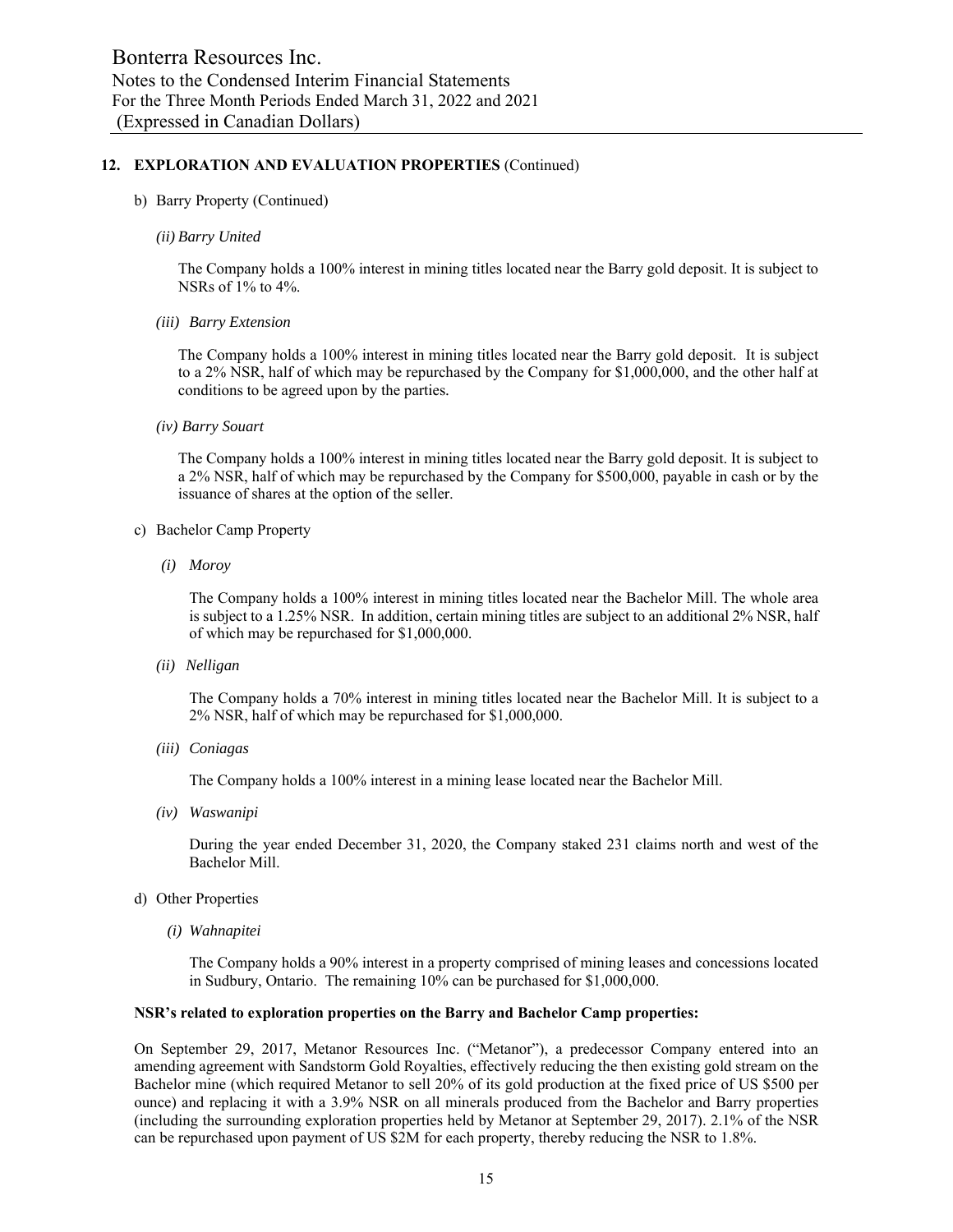## 12. EXPLORATION AND EVALUATION PROPERTIES (Continued)

b) Barry Property (Continued)

*(ii) Barry United*

The Company holds a 100% interest in mining titles located near the Barry gold deposit. It is subject to NSRs of 1% to 4%.

*(iii) Barry Extension*

The Company holds a 100% interest in mining titles located near the Barry gold deposit. It is subject to a 2% NSR, half of which may be repurchased by the Company for $1,000,000, and the other half at conditions to be agreed upon by the parties.

*(iv) Barry Souart*

The Company holds a 100% interest in mining titles located near the Barry gold deposit. It is subject to a 2% NSR, half of which may be repurchased by the Company for $500,000, payable in cash or by the issuance of shares at the option of the seller.

c) Bachelor Camp Property

*(i) Moroy*

The Company holds a 100% interest in mining titles located near the Bachelor Mill. The whole area is subject to a 1.25% NSR. In addition, certain mining titles are subject to an additional 2% NSR, half of which may be repurchased for $1,000,000.

*(ii) Nelligan*

The Company holds a 70% interest in mining titles located near the Bachelor Mill. It is subject to a 2% NSR, half of which may be repurchased for $1,000,000.

*(iii) Coniagas*

The Company holds a 100% interest in a mining lease located near the Bachelor Mill.

*(iv) Waswanipi*

During the year ended December 31, 2020, the Company staked 231 claims north and west of the Bachelor Mill.

d) Other Properties

*(i) Wahnapitei*

The Company holds a 90% interest in a property comprised of mining leases and concessions located in Sudbury, Ontario. The remaining 10% can be purchased for $1,000,000.

**NSR's related to exploration properties on the Barry and Bachelor Camp properties:**

On September 29, 2017, Metanor Resources Inc. ("Metanor"), a predecessor Company entered into an amending agreement with Sandstorm Gold Royalties, effectively reducing the then existing gold stream on the Bachelor mine (which required Metanor to sell 20% of its gold production at the fixed price of US $500 per ounce) and replacing it with a 3.9% NSR on all minerals produced from the Bachelor and Barry properties (including the surrounding exploration properties held by Metanor at September 29, 2017). 2.1% of the NSR can be repurchased upon payment of US $2M for each property, thereby reducing the NSR to 1.8%.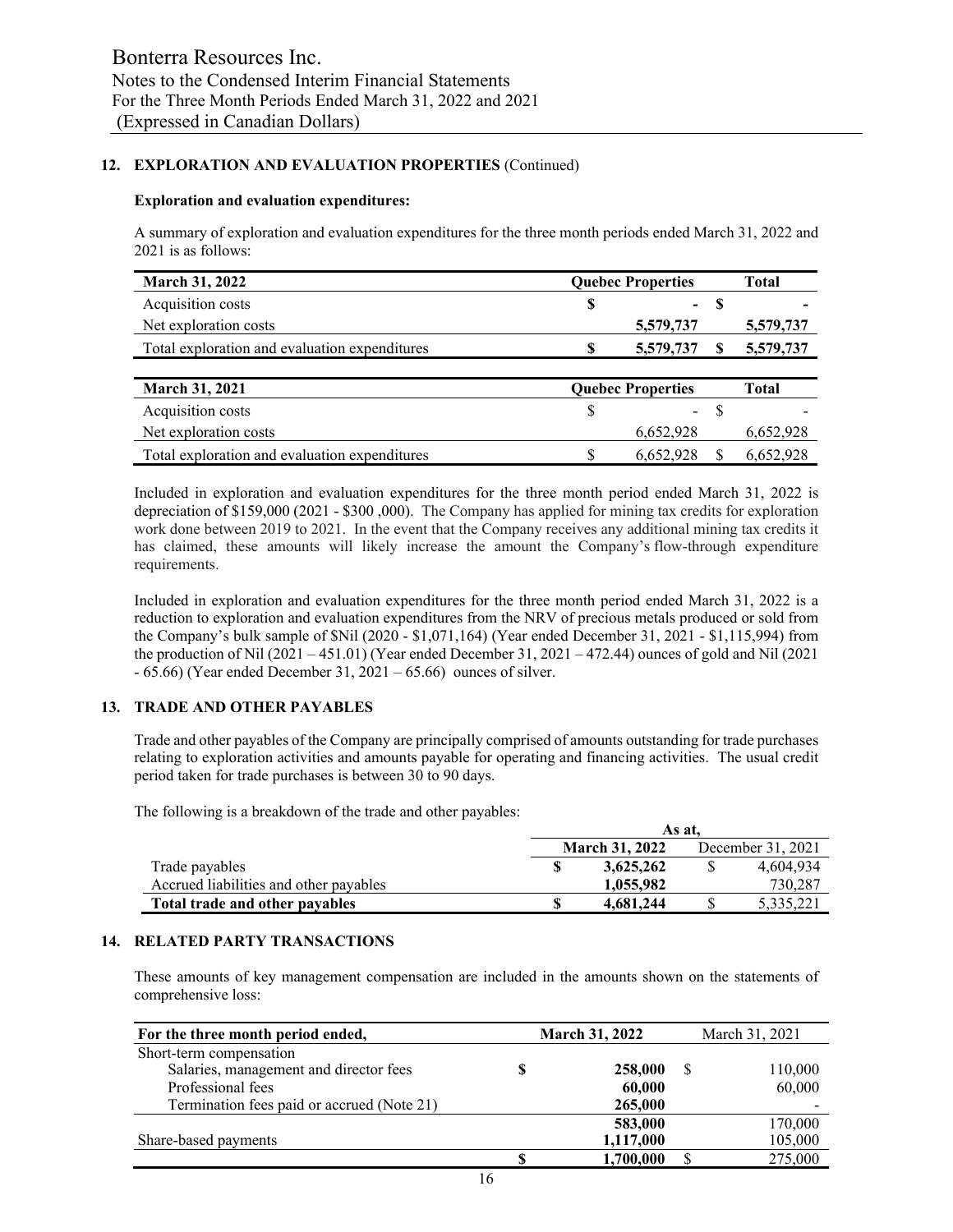## 12. EXPLORATION AND EVALUATION PROPERTIES (Continued)

**Exploration and evaluation expenditures:**

A summary of exploration and evaluation expenditures for the three month periods ended March 31, 2022 and 2021 is as follows:

| **March 31, 2022** | **Quebec Properties** | **Total** |
|---|---|---|
| Acquisition costs | **$ -** | **$ -** |
| Net exploration costs | **5,579,737** | **5,579,737** |
| Total exploration and evaluation expenditures | **$ 5,579,737** | **$ 5,579,737** |

| **March 31, 2021** | **Quebec Properties** | **Total** |
|---|---|---|
| Acquisition costs | $ - | $ - |
| Net exploration costs | 6,652,928 | 6,652,928 |
| Total exploration and evaluation expenditures | $ 6,652,928 | $ 6,652,928 |

Included in exploration and evaluation expenditures for the three month period ended March 31, 2022 is depreciation of $159,000 (2021 - $300 ,000). The Company has applied for mining tax credits for exploration work done between 2019 to 2021. In the event that the Company receives any additional mining tax credits it has claimed, these amounts will likely increase the amount the Company's flow-through expenditure requirements.

Included in exploration and evaluation expenditures for the three month period ended March 31, 2022 is a reduction to exploration and evaluation expenditures from the NRV of precious metals produced or sold from the Company's bulk sample of $Nil (2020 - $1,071,164) (Year ended December 31, 2021 - $1,115,994) from the production of Nil (2021 – 451.01) (Year ended December 31, 2021 – 472.44) ounces of gold and Nil (2021 - 65.66) (Year ended December 31, 2021 – 65.66) ounces of silver.

## 13. TRADE AND OTHER PAYABLES

Trade and other payables of the Company are principally comprised of amounts outstanding for trade purchases relating to exploration activities and amounts payable for operating and financing activities. The usual credit period taken for trade purchases is between 30 to 90 days.

The following is a breakdown of the trade and other payables:

| | **As at,** | |
|---|---|---|
| | **March 31, 2022** | December 31, 2021 |
| Trade payables | **$ 3,625,262** | $ 4,604,934 |
| Accrued liabilities and other payables | **1,055,982** | 730,287 |
| **Total trade and other payables** | **$ 4,681,244** | $ 5,335,221 |

## 14. RELATED PARTY TRANSACTIONS

These amounts of key management compensation are included in the amounts shown on the statements of comprehensive loss:

| **For the three month period ended,** | **March 31, 2022** | March 31, 2021 |
|---|---|---|
| Short-term compensation | | |
| Salaries, management and director fees | **$ 258,000** | $ 110,000 |
| Professional fees | **60,000** | 60,000 |
| Termination fees paid or accrued (Note 21) | **265,000** | - |
| | **583,000** | 170,000 |
| Share-based payments | **1,117,000** | 105,000 |
| | **$ 1,700,000** | $ 275,000 |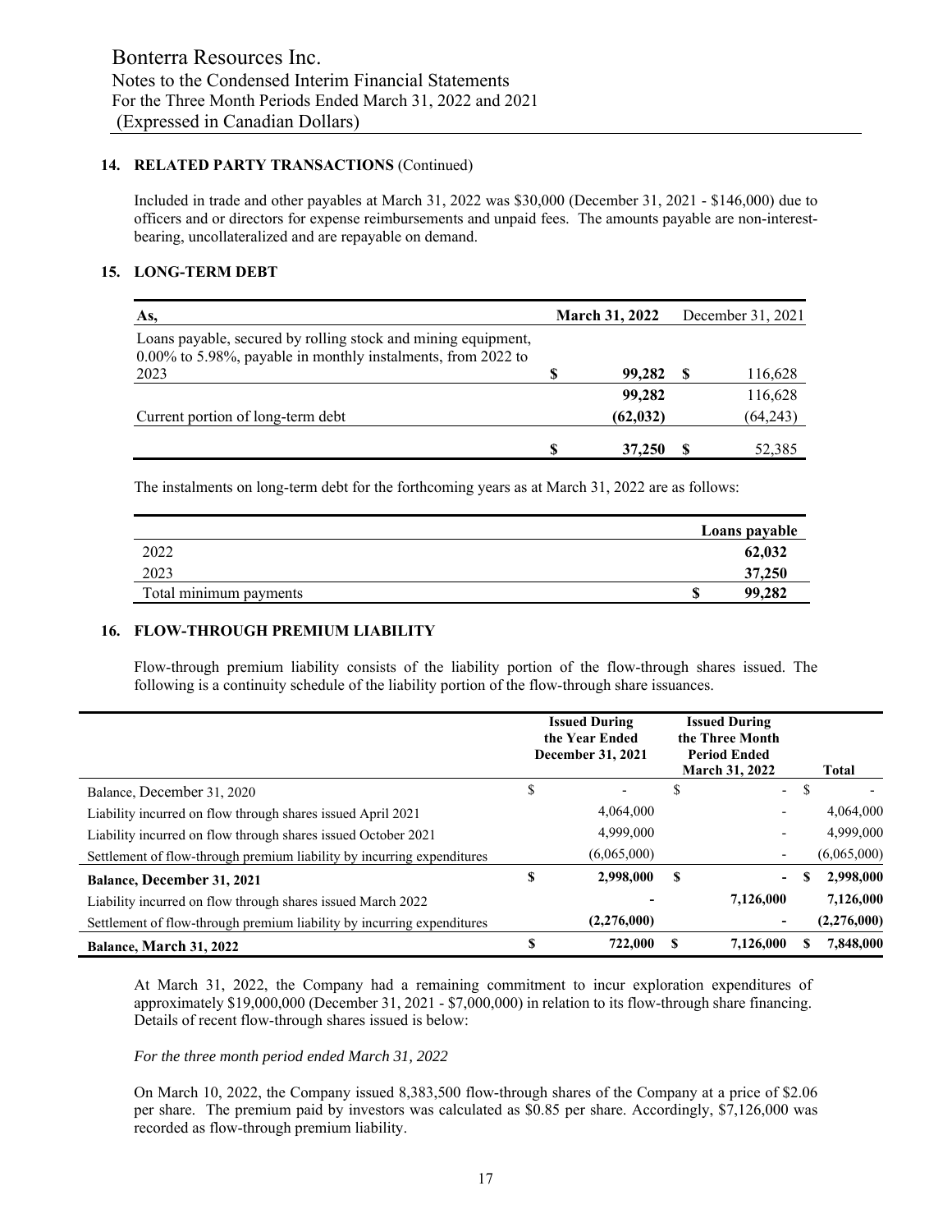## 14. RELATED PARTY TRANSACTIONS (Continued)

Included in trade and other payables at March 31, 2022 was $30,000 (December 31, 2021 - $146,000) due to officers and or directors for expense reimbursements and unpaid fees. The amounts payable are non-interest-bearing, uncollateralized and are repayable on demand.

## 15. LONG-TERM DEBT

| As, | March 31, 2022 | December 31, 2021 |
|---|---|---|
| Loans payable, secured by rolling stock and mining equipment, 0.00% to 5.98%, payable in monthly instalments, from 2022 to 2023 | $ **99,282** | $ 116,628 |
| | **99,282** | 116,628 |
| Current portion of long-term debt | **(62,032)** | (64,243) |
| | $ **37,250** | $ 52,385 |

The instalments on long-term debt for the forthcoming years as at March 31, 2022 are as follows:

| | Loans payable |
|---|---|
| 2022 | **62,032** |
| 2023 | **37,250** |
| Total minimum payments | $ **99,282** |

## 16. FLOW-THROUGH PREMIUM LIABILITY

Flow-through premium liability consists of the liability portion of the flow-through shares issued. The following is a continuity schedule of the liability portion of the flow-through share issuances.

| | Issued During the Year Ended December 31, 2021 | Issued During the Three Month Period Ended March 31, 2022 | Total |
|---|---|---|---|
| Balance, December 31, 2020 | $ - | $ - | $ - |
| Liability incurred on flow through shares issued April 2021 | 4,064,000 | - | 4,064,000 |
| Liability incurred on flow through shares issued October 2021 | 4,999,000 | - | 4,999,000 |
| Settlement of flow-through premium liability by incurring expenditures | (6,065,000) | - | (6,065,000) |
| **Balance, December 31, 2021** | **$ 2,998,000** | **$ -** | **$ 2,998,000** |
| Liability incurred on flow through shares issued March 2022 | **-** | **7,126,000** | **7,126,000** |
| Settlement of flow-through premium liability by incurring expenditures | **(2,276,000)** | **-** | **(2,276,000)** |
| **Balance, March 31, 2022** | **$ 722,000** | **$ 7,126,000** | **$ 7,848,000** |

At March 31, 2022, the Company had a remaining commitment to incur exploration expenditures of approximately $19,000,000 (December 31, 2021 - $7,000,000) in relation to its flow-through share financing. Details of recent flow-through shares issued is below:

*For the three month period ended March 31, 2022*

On March 10, 2022, the Company issued 8,383,500 flow-through shares of the Company at a price of $2.06 per share. The premium paid by investors was calculated as $0.85 per share. Accordingly, $7,126,000 was recorded as flow-through premium liability.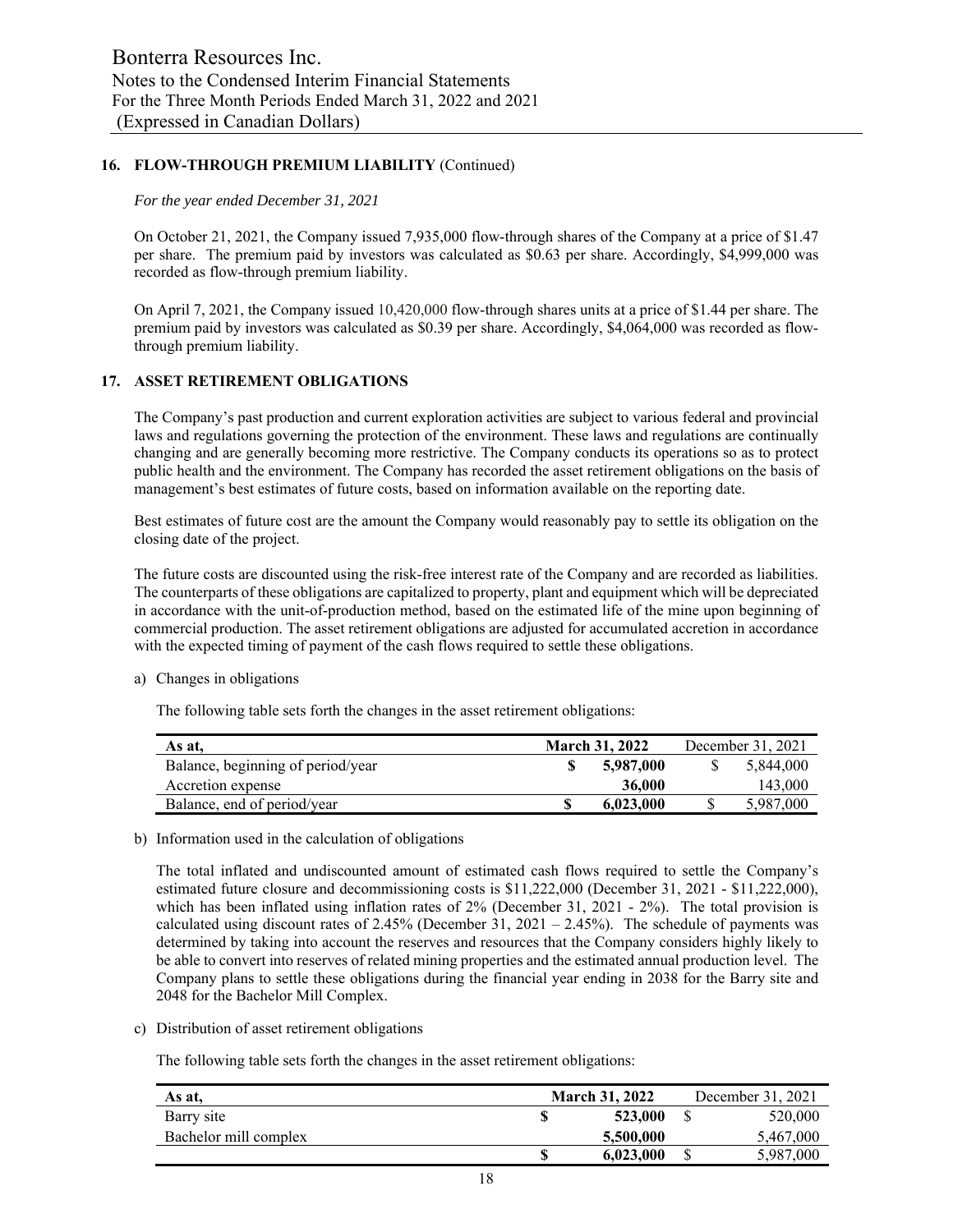## 16. FLOW-THROUGH PREMIUM LIABILITY (Continued)

*For the year ended December 31, 2021*

On October 21, 2021, the Company issued 7,935,000 flow-through shares of the Company at a price of $1.47 per share. The premium paid by investors was calculated as $0.63 per share. Accordingly, $4,999,000 was recorded as flow-through premium liability.

On April 7, 2021, the Company issued 10,420,000 flow-through shares units at a price of $1.44 per share. The premium paid by investors was calculated as $0.39 per share. Accordingly, $4,064,000 was recorded as flow-through premium liability.

## 17. ASSET RETIREMENT OBLIGATIONS

The Company's past production and current exploration activities are subject to various federal and provincial laws and regulations governing the protection of the environment. These laws and regulations are continually changing and are generally becoming more restrictive. The Company conducts its operations so as to protect public health and the environment. The Company has recorded the asset retirement obligations on the basis of management's best estimates of future costs, based on information available on the reporting date.

Best estimates of future cost are the amount the Company would reasonably pay to settle its obligation on the closing date of the project.

The future costs are discounted using the risk-free interest rate of the Company and are recorded as liabilities. The counterparts of these obligations are capitalized to property, plant and equipment which will be depreciated in accordance with the unit-of-production method, based on the estimated life of the mine upon beginning of commercial production. The asset retirement obligations are adjusted for accumulated accretion in accordance with the expected timing of payment of the cash flows required to settle these obligations.

a) Changes in obligations

The following table sets forth the changes in the asset retirement obligations:

| As at, | | March 31, 2022 | | December 31, 2021 |
|---|---|---|---|---|
| Balance, beginning of period/year | **$** | **5,987,000** | $ | 5,844,000 |
| Accretion expense | | **36,000** | | 143,000 |
| Balance, end of period/year | **$** | **6,023,000** | $ | 5,987,000 |

b) Information used in the calculation of obligations

The total inflated and undiscounted amount of estimated cash flows required to settle the Company's estimated future closure and decommissioning costs is $11,222,000 (December 31, 2021 - $11,222,000), which has been inflated using inflation rates of 2% (December 31, 2021 - 2%). The total provision is calculated using discount rates of 2.45% (December 31, 2021 – 2.45%). The schedule of payments was determined by taking into account the reserves and resources that the Company considers highly likely to be able to convert into reserves of related mining properties and the estimated annual production level. The Company plans to settle these obligations during the financial year ending in 2038 for the Barry site and 2048 for the Bachelor Mill Complex.

c) Distribution of asset retirement obligations

The following table sets forth the changes in the asset retirement obligations:

| As at, | | March 31, 2022 | | December 31, 2021 |
|---|---|---|---|---|
| Barry site | **$** | **523,000** | $ | 520,000 |
| Bachelor mill complex | | **5,500,000** | | 5,467,000 |
| | **$** | **6,023,000** | $ | 5,987,000 |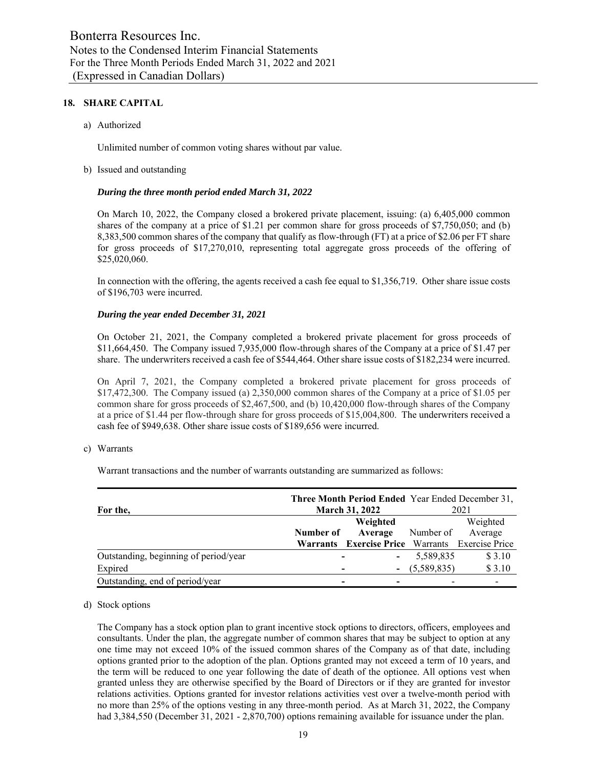## 18. SHARE CAPITAL

a) Authorized

Unlimited number of common voting shares without par value.

b) Issued and outstanding

***During the three month period ended March 31, 2022***

On March 10, 2022, the Company closed a brokered private placement, issuing: (a) 6,405,000 common shares of the company at a price of $1.21 per common share for gross proceeds of $7,750,050; and (b) 8,383,500 common shares of the company that qualify as flow-through (FT) at a price of $2.06 per FT share for gross proceeds of $17,270,010, representing total aggregate gross proceeds of the offering of $25,020,060.

In connection with the offering, the agents received a cash fee equal to $1,356,719. Other share issue costs of $196,703 were incurred.

***During the year ended December 31, 2021***

On October 21, 2021, the Company completed a brokered private placement for gross proceeds of $11,664,450. The Company issued 7,935,000 flow-through shares of the Company at a price of $1.47 per share. The underwriters received a cash fee of $544,464. Other share issue costs of $182,234 were incurred.

On April 7, 2021, the Company completed a brokered private placement for gross proceeds of $17,472,300. The Company issued (a) 2,350,000 common shares of the Company at a price of $1.05 per common share for gross proceeds of $2,467,500, and (b) 10,420,000 flow-through shares of the Company at a price of $1.44 per flow-through share for gross proceeds of $15,004,800. The underwriters received a cash fee of $949,638. Other share issue costs of $189,656 were incurred.

c) Warrants

Warrant transactions and the number of warrants outstanding are summarized as follows:

| For the, | **Three Month Period Ended March 31, 2022** | | Year Ended December 31, 2021 | |
|---|---|---|---|---|
| | **Number of Warrants** | **Weighted Average Exercise Price** | Number of Warrants | Weighted Average Exercise Price |
| Outstanding, beginning of period/year | - | - | 5,589,835 | $ 3.10 |
| Expired | - | - | (5,589,835) | $ 3.10 |
| Outstanding, end of period/year | - | - | - | - |

d) Stock options

The Company has a stock option plan to grant incentive stock options to directors, officers, employees and consultants. Under the plan, the aggregate number of common shares that may be subject to option at any one time may not exceed 10% of the issued common shares of the Company as of that date, including options granted prior to the adoption of the plan. Options granted may not exceed a term of 10 years, and the term will be reduced to one year following the date of death of the optionee. All options vest when granted unless they are otherwise specified by the Board of Directors or if they are granted for investor relations activities. Options granted for investor relations activities vest over a twelve-month period with no more than 25% of the options vesting in any three-month period. As at March 31, 2022, the Company had 3,384,550 (December 31, 2021 - 2,870,700) options remaining available for issuance under the plan.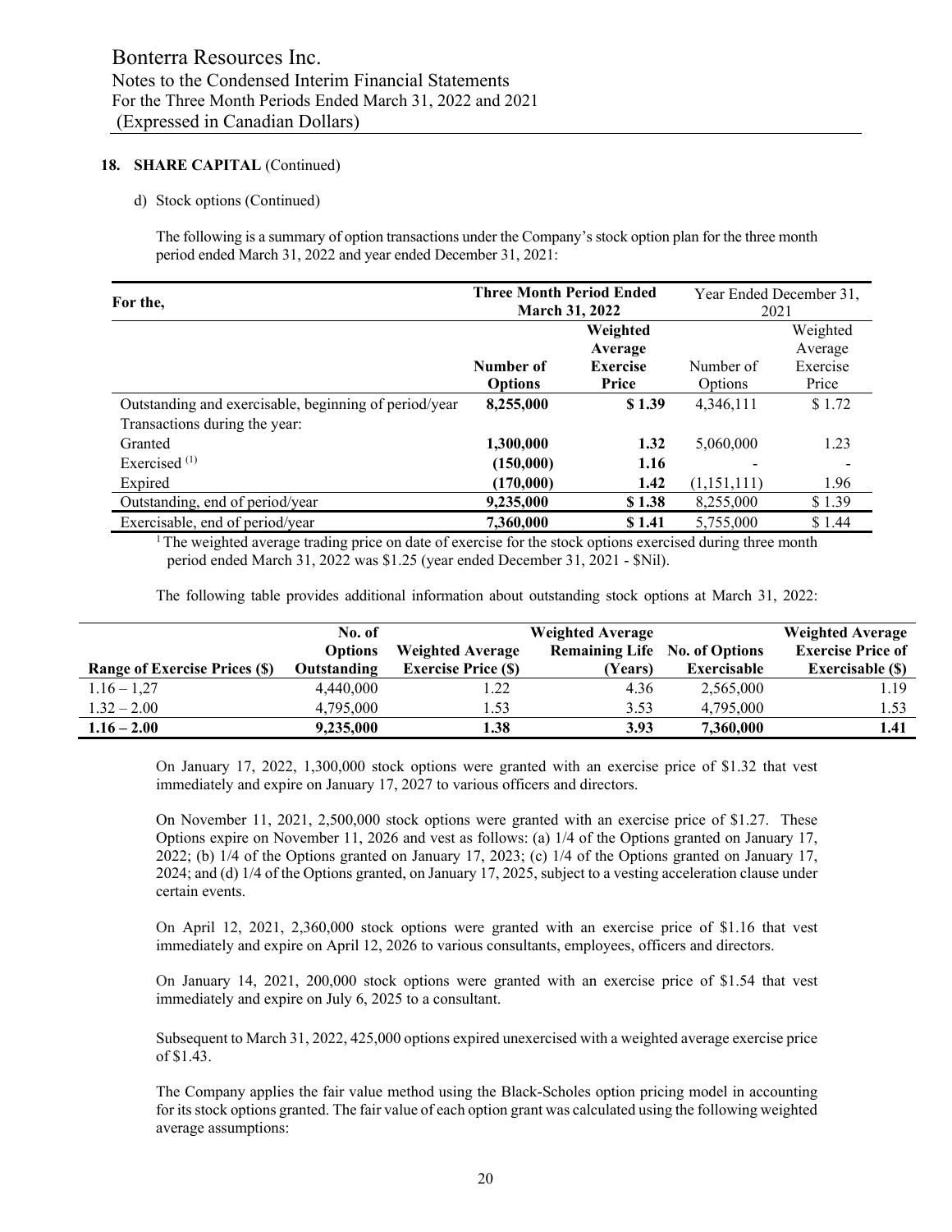## 18. SHARE CAPITAL (Continued)

d) Stock options (Continued)

The following is a summary of option transactions under the Company's stock option plan for the three month period ended March 31, 2022 and year ended December 31, 2021:

| For the, | **Three Month Period Ended March 31, 2022** | | Year Ended December 31, 2021 | |
|---|---|---|---|---|
| | **Number of Options** | **Weighted Average Exercise Price** | Number of Options | Weighted Average Exercise Price |
| Outstanding and exercisable, beginning of period/year | **8,255,000** | **$ 1.39** | 4,346,111 | $ 1.72 |
| Transactions during the year: | | | | |
| Granted | **1,300,000** | **1.32** | 5,060,000 | 1.23 |
| Exercised [(1)] | **(150,000)** | **1.16** | - | - |
| Expired | **(170,000)** | **1.42** | (1,151,111) | 1.96 |
| Outstanding, end of period/year | **9,235,000** | **$ 1.38** | 8,255,000 | $ 1.39 |
| Exercisable, end of period/year | **7,360,000** | **$ 1.41** | 5,755,000 | $ 1.44 |

[1] The weighted average trading price on date of exercise for the stock options exercised during three month period ended March 31, 2022 was $1.25 (year ended December 31, 2021 - $Nil).

The following table provides additional information about outstanding stock options at March 31, 2022:

| Range of Exercise Prices ($) | No. of Options Outstanding | Weighted Average Exercise Price ($) | Weighted Average Remaining Life (Years) | No. of Options Exercisable | Weighted Average Exercise Price of Exercisable ($) |
|---|---|---|---|---|---|
| 1.16 – 1,27 | 4,440,000 | 1.22 | 4.36 | 2,565,000 | 1.19 |
| 1.32 – 2.00 | 4,795,000 | 1.53 | 3.53 | 4,795,000 | 1.53 |
| **1.16 – 2.00** | **9,235,000** | **1.38** | **3.93** | **7,360,000** | **1.41** |

On January 17, 2022, 1,300,000 stock options were granted with an exercise price of $1.32 that vest immediately and expire on January 17, 2027 to various officers and directors.

On November 11, 2021, 2,500,000 stock options were granted with an exercise price of $1.27. These Options expire on November 11, 2026 and vest as follows: (a) 1/4 of the Options granted on January 17, 2022; (b) 1/4 of the Options granted on January 17, 2023; (c) 1/4 of the Options granted on January 17, 2024; and (d) 1/4 of the Options granted, on January 17, 2025, subject to a vesting acceleration clause under certain events.

On April 12, 2021, 2,360,000 stock options were granted with an exercise price of $1.16 that vest immediately and expire on April 12, 2026 to various consultants, employees, officers and directors.

On January 14, 2021, 200,000 stock options were granted with an exercise price of $1.54 that vest immediately and expire on July 6, 2025 to a consultant.

Subsequent to March 31, 2022, 425,000 options expired unexercised with a weighted average exercise price of $1.43.

The Company applies the fair value method using the Black-Scholes option pricing model in accounting for its stock options granted. The fair value of each option grant was calculated using the following weighted average assumptions: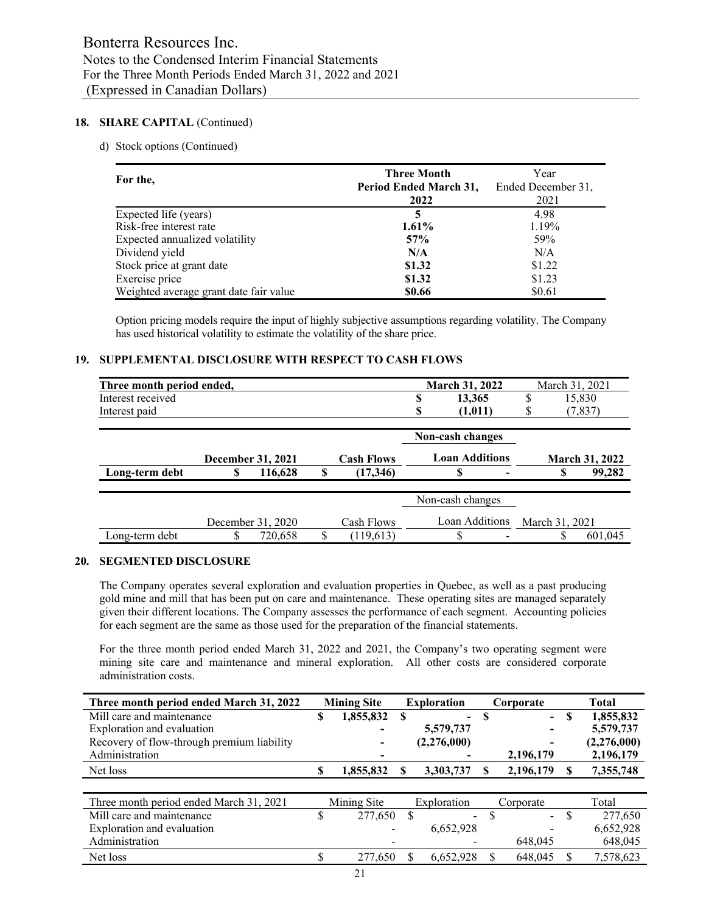## 18. SHARE CAPITAL (Continued)

d) Stock options (Continued)

| For the, | **Three Month Period Ended March 31, 2022** | Year Ended December 31, 2021 |
|---|---|---|
| Expected life (years) | **5** | 4.98 |
| Risk-free interest rate | **1.61%** | 1.19% |
| Expected annualized volatility | **57%** | 59% |
| Dividend yield | **N/A** | N/A |
| Stock price at grant date | **$1.32** | $1.22 |
| Exercise price | **$1.32** | $1.23 |
| Weighted average grant date fair value | **$0.66** | $0.61 |

Option pricing models require the input of highly subjective assumptions regarding volatility. The Company has used historical volatility to estimate the volatility of the share price.

## 19. SUPPLEMENTAL DISCLOSURE WITH RESPECT TO CASH FLOWS

| Three month period ended, | **March 31, 2022** | March 31, 2021 |
|---|---|---|
| Interest received | **$ 13,365** | $ 15,830 |
| Interest paid | **$ (1,011)** | $ (7,837) |

| | | | **Non-cash changes** | |
|---|---|---|---|---|
| | **December 31, 2021** | **Cash Flows** | **Loan Additions** | **March 31, 2022** |
| **Long-term debt** | **$ 116,628** | **$ (17,346)** | **$ -** | **$ 99,282** |

| | | | Non-cash changes | |
|---|---|---|---|---|
| | December 31, 2020 | Cash Flows | Loan Additions | March 31, 2021 |
| Long-term debt | $ 720,658 | $ (119,613) | $ - | $ 601,045 |

## 20. SEGMENTED DISCLOSURE

The Company operates several exploration and evaluation properties in Quebec, as well as a past producing gold mine and mill that has been put on care and maintenance. These operating sites are managed separately given their different locations. The Company assesses the performance of each segment. Accounting policies for each segment are the same as those used for the preparation of the financial statements.

For the three month period ended March 31, 2022 and 2021, the Company's two operating segment were mining site care and maintenance and mineral exploration. All other costs are considered corporate administration costs.

| Three month period ended March 31, 2022 | Mining Site | Exploration | Corporate | Total |
|---|---|---|---|---|
| Mill care and maintenance | **$ 1,855,832** | **$ -** | **$ -** | **$ 1,855,832** |
| Exploration and evaluation | **-** | **5,579,737** | **-** | **5,579,737** |
| Recovery of flow-through premium liability | **-** | **(2,276,000)** | **-** | **(2,276,000)** |
| Administration | **-** | **-** | **2,196,179** | **2,196,179** |
| Net loss | **$ 1,855,832** | **$ 3,303,737** | **$ 2,196,179** | **$ 7,355,748** |

| Three month period ended March 31, 2021 | Mining Site | Exploration | Corporate | Total |
|---|---|---|---|---|
| Mill care and maintenance | $ 277,650 | $ - | $ - | $ 277,650 |
| Exploration and evaluation | - | 6,652,928 | - | 6,652,928 |
| Administration | - | - | 648,045 | 648,045 |
| Net loss | $ 277,650 | $ 6,652,928 | $ 648,045 | $ 7,578,623 |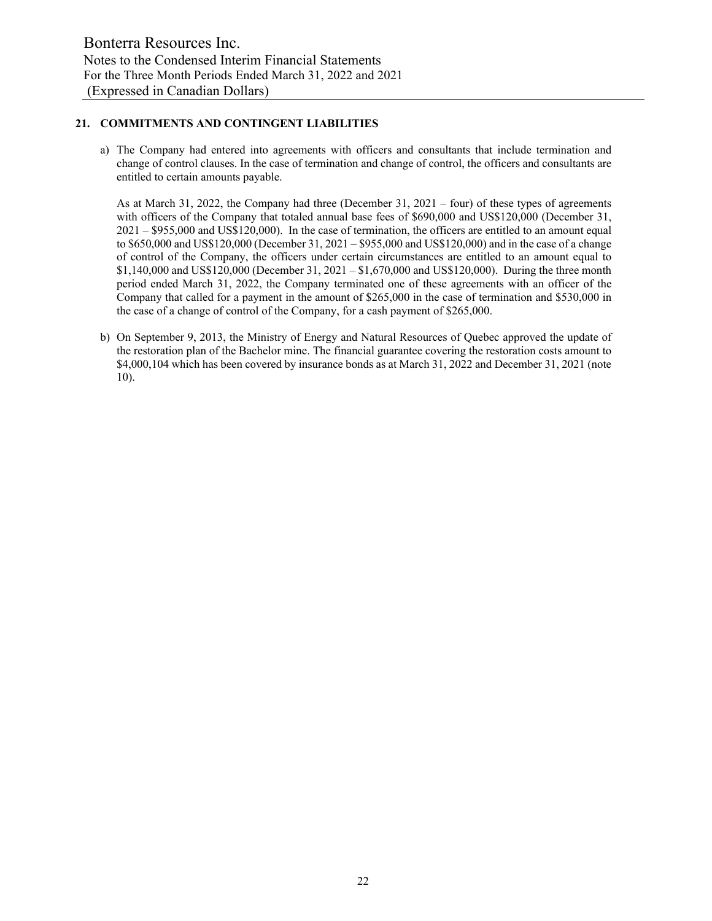## 21. COMMITMENTS AND CONTINGENT LIABILITIES

a) The Company had entered into agreements with officers and consultants that include termination and change of control clauses. In the case of termination and change of control, the officers and consultants are entitled to certain amounts payable.

   As at March 31, 2022, the Company had three (December 31, 2021 – four) of these types of agreements with officers of the Company that totaled annual base fees of $690,000 and US$120,000 (December 31, 2021 – $955,000 and US$120,000). In the case of termination, the officers are entitled to an amount equal to $650,000 and US$120,000 (December 31, 2021 – $955,000 and US$120,000) and in the case of a change of control of the Company, the officers under certain circumstances are entitled to an amount equal to $1,140,000 and US$120,000 (December 31, 2021 – $1,670,000 and US$120,000). During the three month period ended March 31, 2022, the Company terminated one of these agreements with an officer of the Company that called for a payment in the amount of $265,000 in the case of termination and $530,000 in the case of a change of control of the Company, for a cash payment of $265,000.

b) On September 9, 2013, the Ministry of Energy and Natural Resources of Quebec approved the update of the restoration plan of the Bachelor mine. The financial guarantee covering the restoration costs amount to $4,000,104 which has been covered by insurance bonds as at March 31, 2022 and December 31, 2021 (note 10).